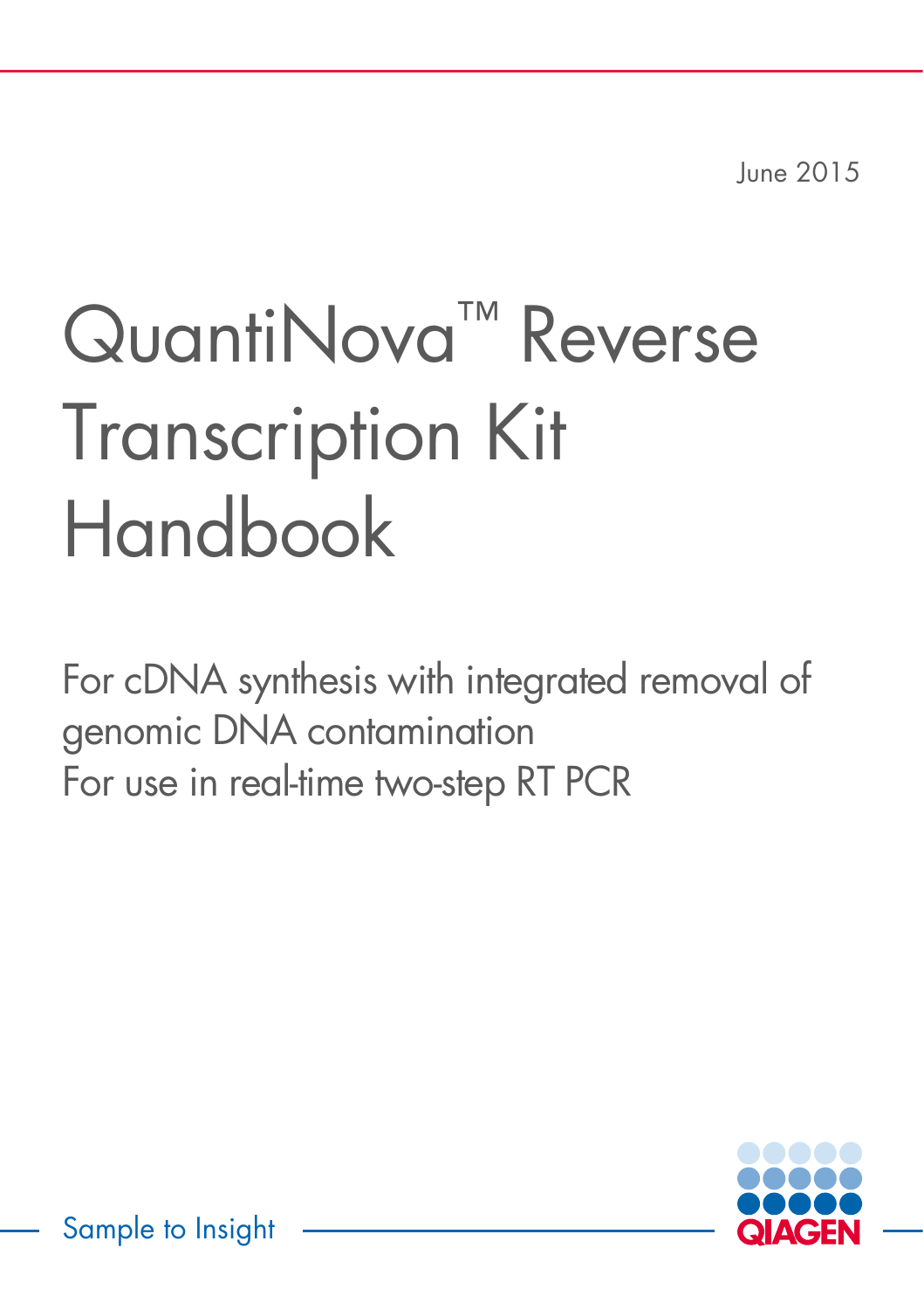June 2015

# QuantiNova™ Reverse Transcription Kit Handbook

For cDNA synthesis with integrated removal of genomic DNA contamination

For use in real-time two-step RT PCR

Sample to Insight

QIAGEN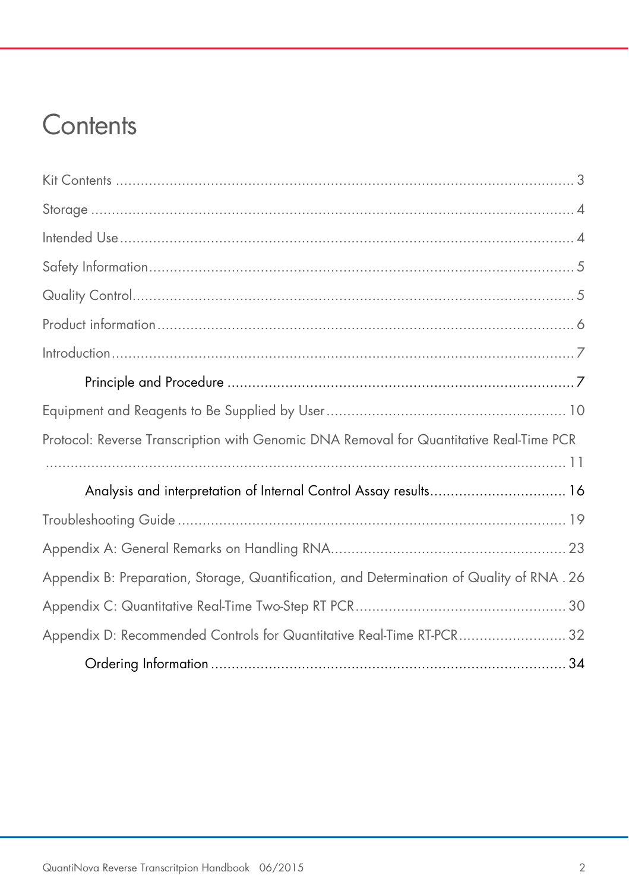# Contents

Kit Contents ........................................................................................................ 3

Storage ................................................................................................................ 4

Intended Use ........................................................................................................ 4

Safety Information ................................................................................................ 5

Quality Control ..................................................................................................... 5

Product information ............................................................................................... 6

Introduction .......................................................................................................... 7

- Principle and Procedure ..................................................................................... 7

Equipment and Reagents to Be Supplied by User .................................................. 10

Protocol: Reverse Transcription with Genomic DNA Removal for Quantitative Real-Time PCR .......................................................................................................................... 11

- Analysis and interpretation of Internal Control Assay results ................................ 16

Troubleshooting Guide .......................................................................................... 19

Appendix A: General Remarks on Handling RNA ................................................... 23

Appendix B: Preparation, Storage, Quantification, and Determination of Quality of RNA . 26

Appendix C: Quantitative Real-Time Two-Step RT PCR .......................................... 30

Appendix D: Recommended Controls for Quantitative Real-Time RT-PCR ................. 32

- Ordering Information ......................................................................................... 34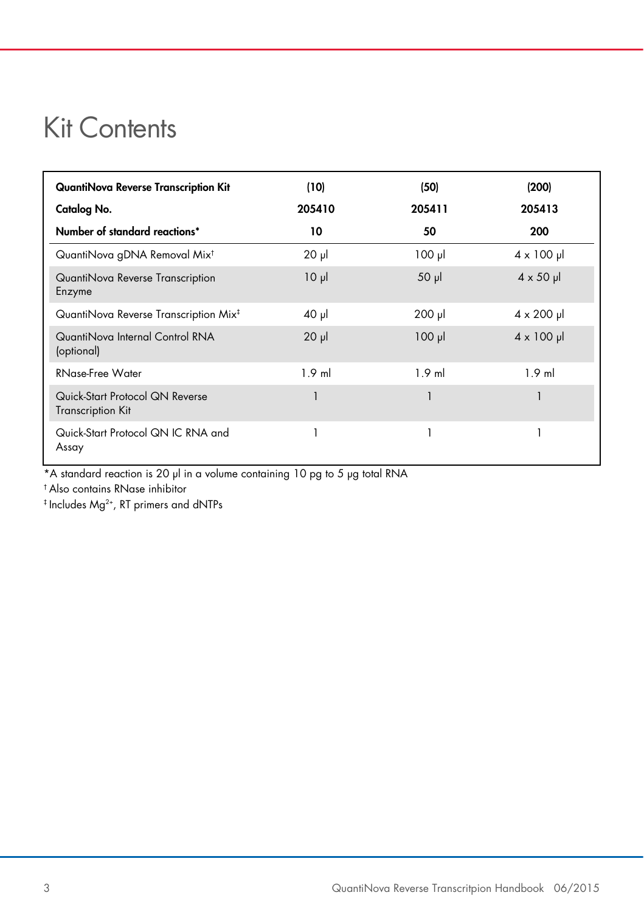# Kit Contents

| QuantiNova Reverse Transcription Kit | (10) | (50) | (200) |
|---|---|---|---|
| **Catalog No.** | **205410** | **205411** | **205413** |
| **Number of standard reactions*** | **10** | **50** | **200** |
| QuantiNova gDNA Removal Mix† | 20 µl | 100 µl | 4 x 100 µl |
| QuantiNova Reverse Transcription Enzyme | 10 µl | 50 µl | 4 x 50 µl |
| QuantiNova Reverse Transcription Mix‡ | 40 µl | 200 µl | 4 x 200 µl |
| QuantiNova Internal Control RNA (optional) | 20 µl | 100 µl | 4 x 100 µl |
| RNase-Free Water | 1.9 ml | 1.9 ml | 1.9 ml |
| Quick-Start Protocol QN Reverse Transcription Kit | 1 | 1 | 1 |
| Quick-Start Protocol QN IC RNA and Assay | 1 | 1 | 1 |

*A standard reaction is 20 µl in a volume containing 10 pg to 5 µg total RNA

† Also contains RNase inhibitor

‡ Includes $Mg^{2+}$, RT primers and dNTPs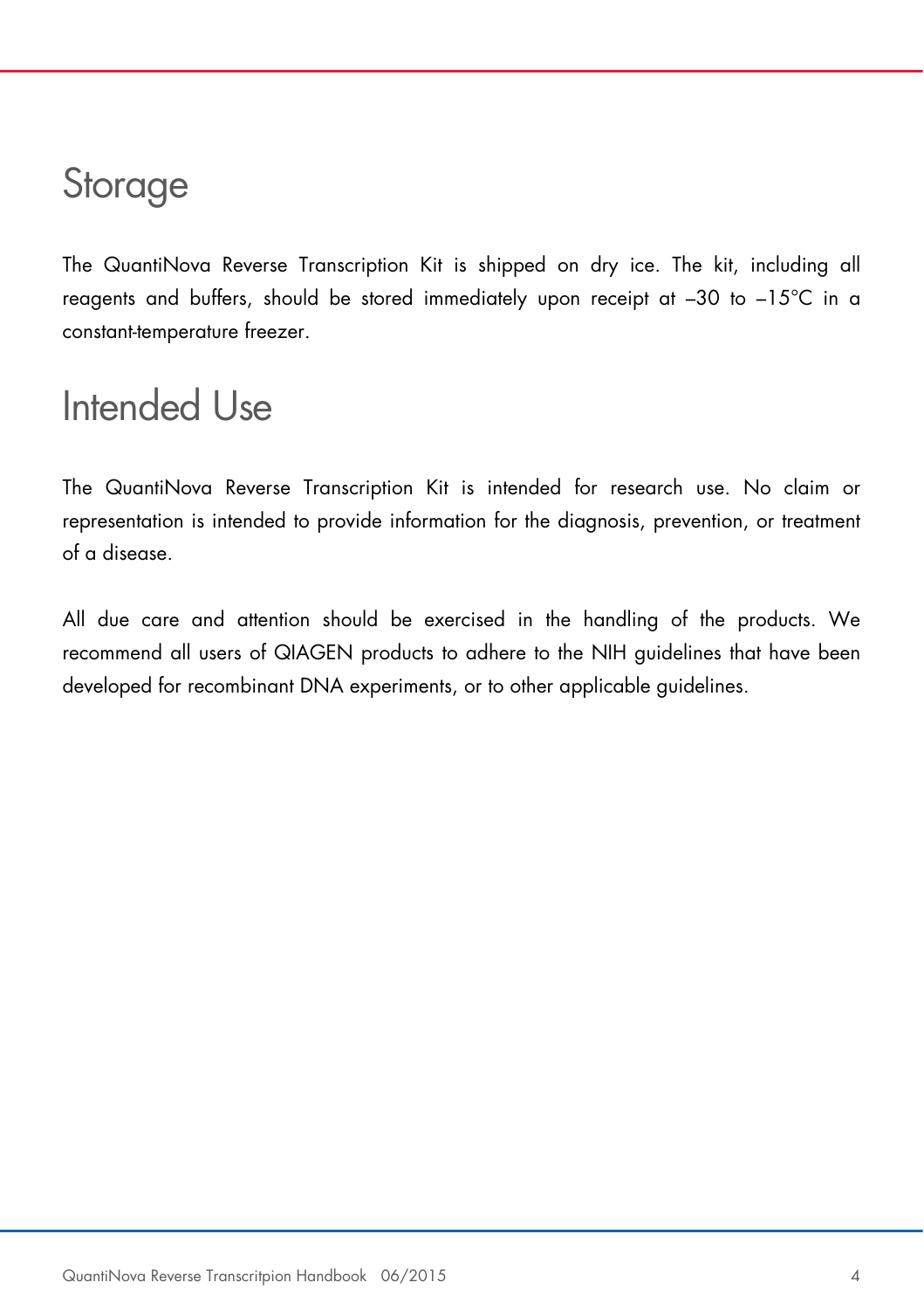# Storage

The QuantiNova Reverse Transcription Kit is shipped on dry ice. The kit, including all reagents and buffers, should be stored immediately upon receipt at –30 to –15°C in a constant-temperature freezer.

# Intended Use

The QuantiNova Reverse Transcription Kit is intended for research use. No claim or representation is intended to provide information for the diagnosis, prevention, or treatment of a disease.

All due care and attention should be exercised in the handling of the products. We recommend all users of QIAGEN products to adhere to the NIH guidelines that have been developed for recombinant DNA experiments, or to other applicable guidelines.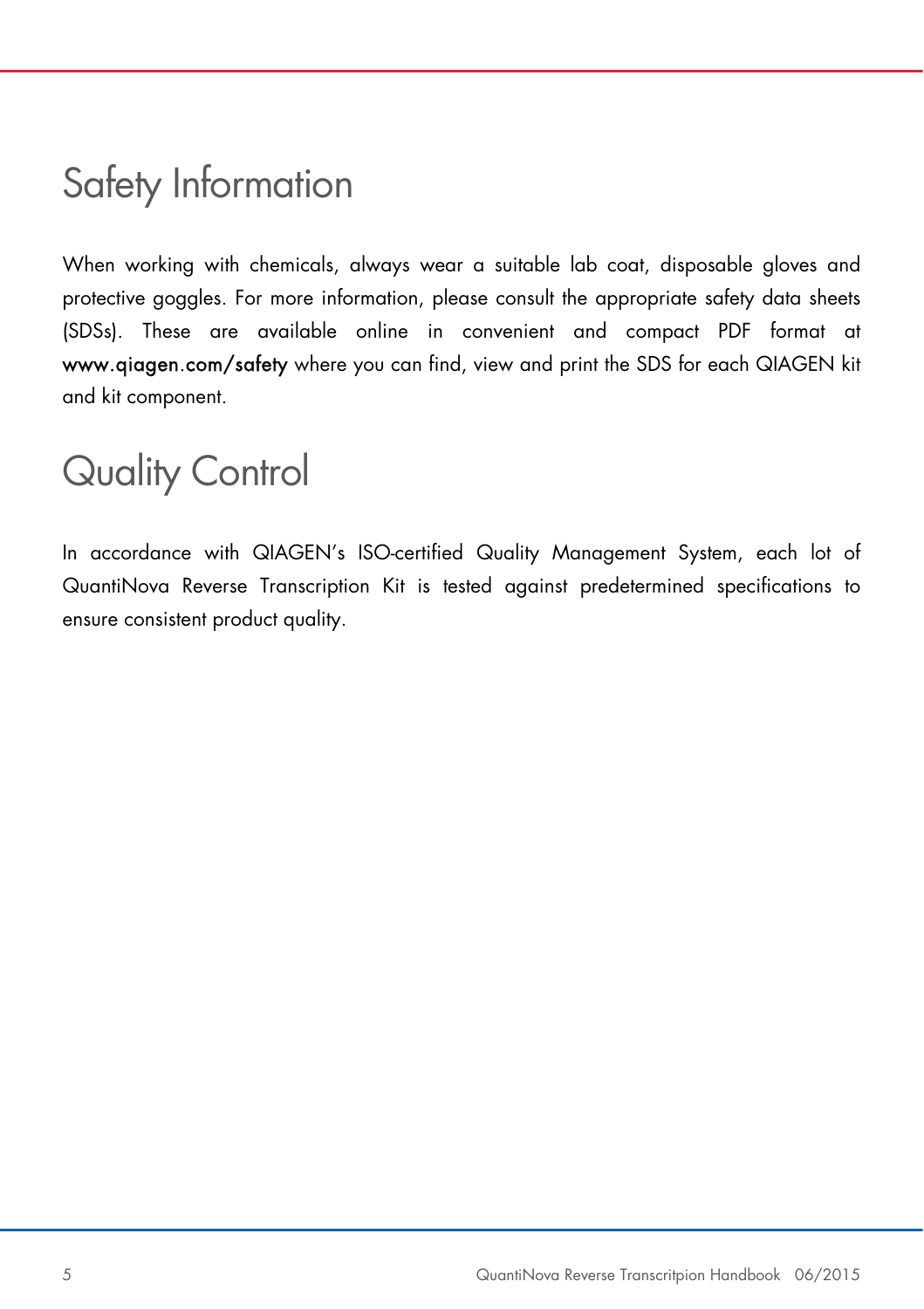# Safety Information

When working with chemicals, always wear a suitable lab coat, disposable gloves and protective goggles. For more information, please consult the appropriate safety data sheets (SDSs). These are available online in convenient and compact PDF format at **www.qiagen.com/safety** where you can find, view and print the SDS for each QIAGEN kit and kit component.

# Quality Control

In accordance with QIAGEN's ISO-certified Quality Management System, each lot of QuantiNova Reverse Transcription Kit is tested against predetermined specifications to ensure consistent product quality.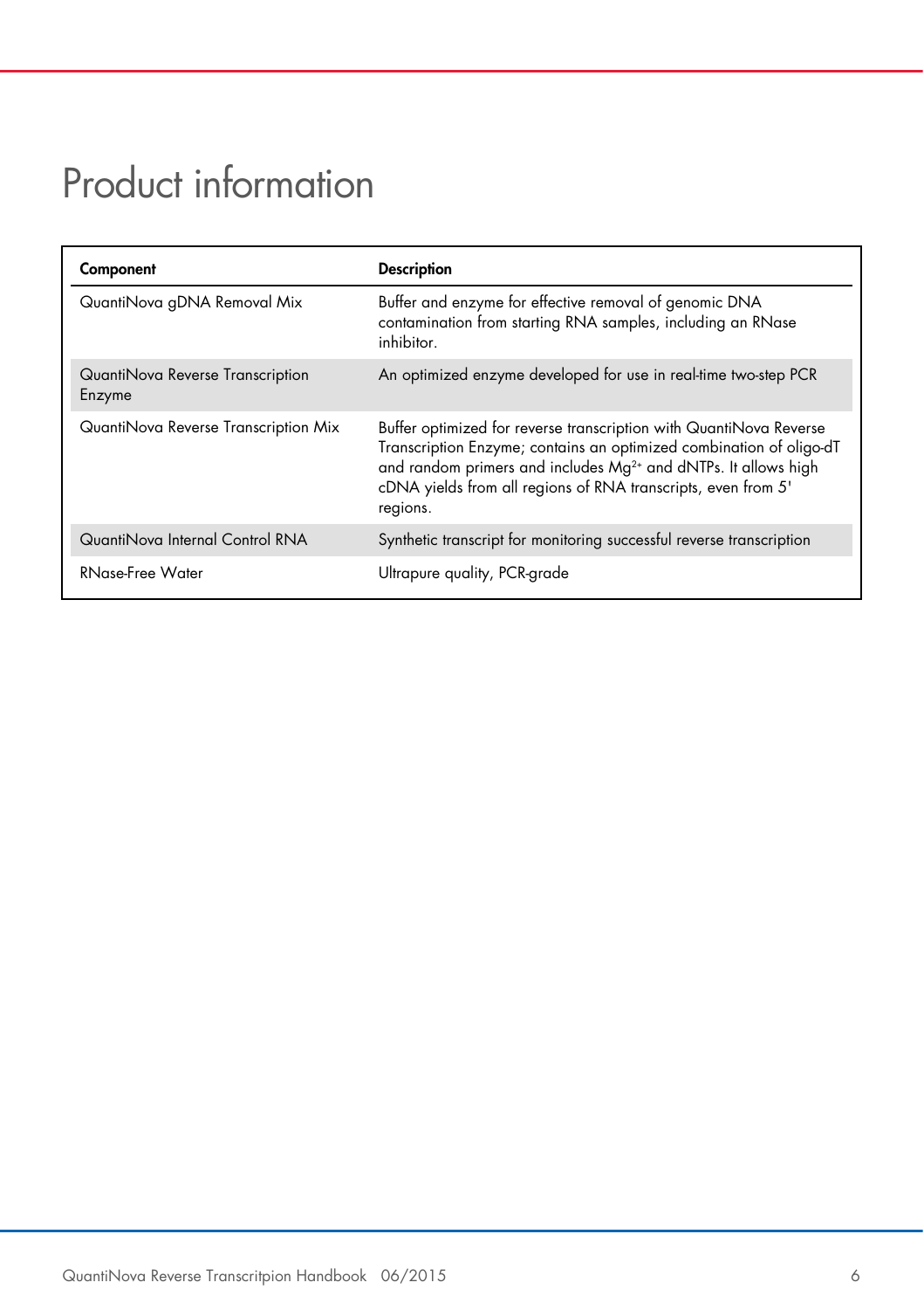# Product information

| Component | Description |
|---|---|
| QuantiNova gDNA Removal Mix | Buffer and enzyme for effective removal of genomic DNA contamination from starting RNA samples, including an RNase inhibitor. |
| QuantiNova Reverse Transcription Enzyme | An optimized enzyme developed for use in real-time two-step PCR |
| QuantiNova Reverse Transcription Mix | Buffer optimized for reverse transcription with QuantiNova Reverse Transcription Enzyme; contains an optimized combination of oligo-dT and random primers and includes $Mg^{2+}$ and dNTPs. It allows high cDNA yields from all regions of RNA transcripts, even from 5' regions. |
| QuantiNova Internal Control RNA | Synthetic transcript for monitoring successful reverse transcription |
| RNase-Free Water | Ultrapure quality, PCR-grade |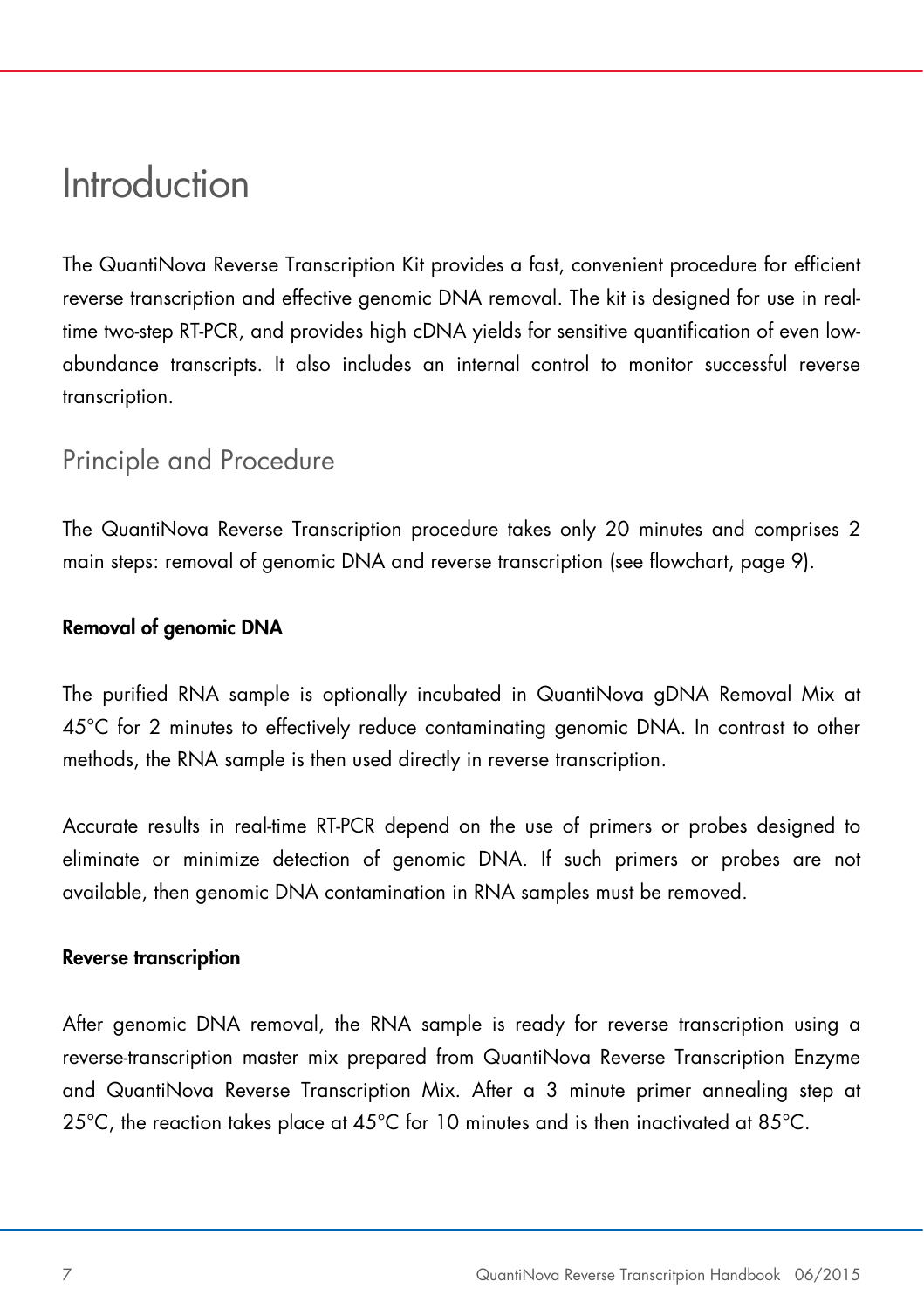# Introduction

The QuantiNova Reverse Transcription Kit provides a fast, convenient procedure for efficient reverse transcription and effective genomic DNA removal. The kit is designed for use in real-time two-step RT-PCR, and provides high cDNA yields for sensitive quantification of even low-abundance transcripts. It also includes an internal control to monitor successful reverse transcription.

## Principle and Procedure

The QuantiNova Reverse Transcription procedure takes only 20 minutes and comprises 2 main steps: removal of genomic DNA and reverse transcription (see flowchart, page 9).

### Removal of genomic DNA

The purified RNA sample is optionally incubated in QuantiNova gDNA Removal Mix at 45°C for 2 minutes to effectively reduce contaminating genomic DNA. In contrast to other methods, the RNA sample is then used directly in reverse transcription.

Accurate results in real-time RT-PCR depend on the use of primers or probes designed to eliminate or minimize detection of genomic DNA. If such primers or probes are not available, then genomic DNA contamination in RNA samples must be removed.

### Reverse transcription

After genomic DNA removal, the RNA sample is ready for reverse transcription using a reverse-transcription master mix prepared from QuantiNova Reverse Transcription Enzyme and QuantiNova Reverse Transcription Mix. After a 3 minute primer annealing step at 25°C, the reaction takes place at 45°C for 10 minutes and is then inactivated at 85°C.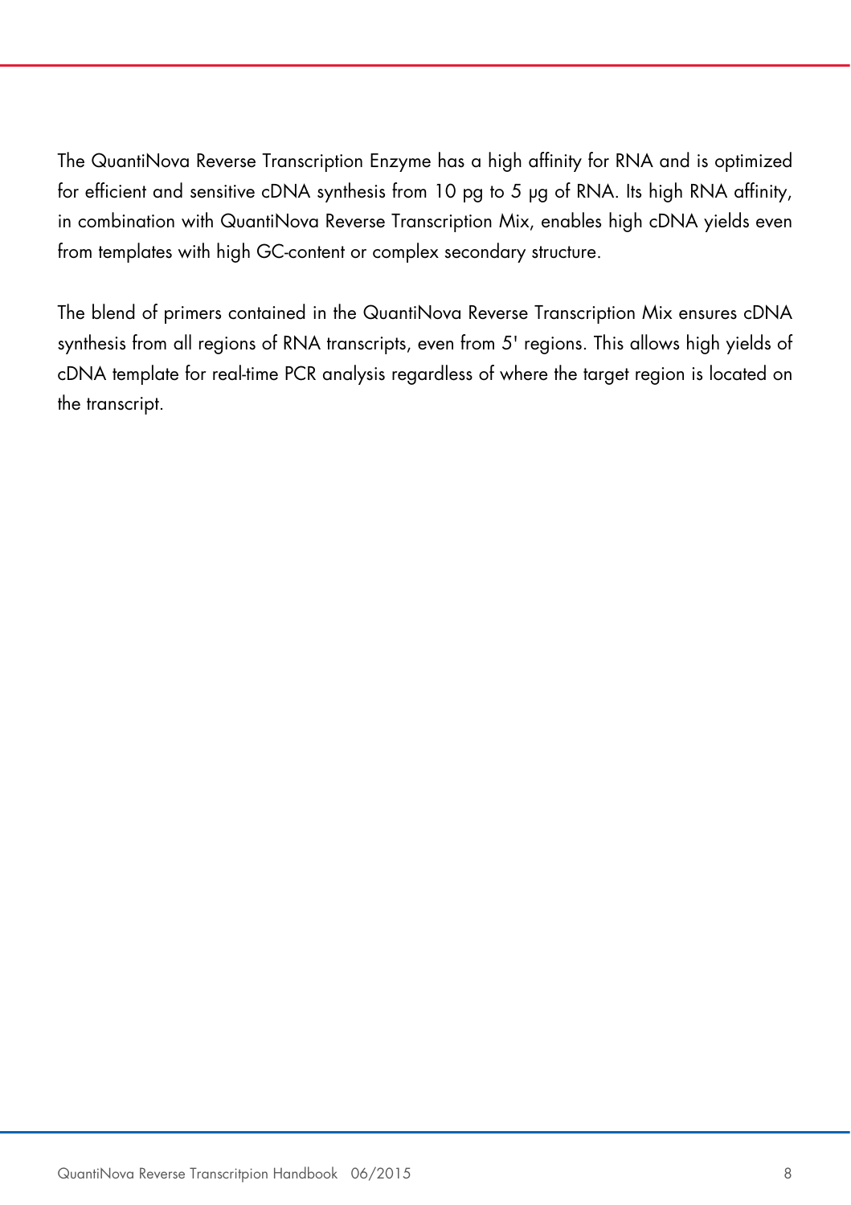The QuantiNova Reverse Transcription Enzyme has a high affinity for RNA and is optimized for efficient and sensitive cDNA synthesis from 10 pg to 5 µg of RNA. Its high RNA affinity, in combination with QuantiNova Reverse Transcription Mix, enables high cDNA yields even from templates with high GC-content or complex secondary structure.

The blend of primers contained in the QuantiNova Reverse Transcription Mix ensures cDNA synthesis from all regions of RNA transcripts, even from 5' regions. This allows high yields of cDNA template for real-time PCR analysis regardless of where the target region is located on the transcript.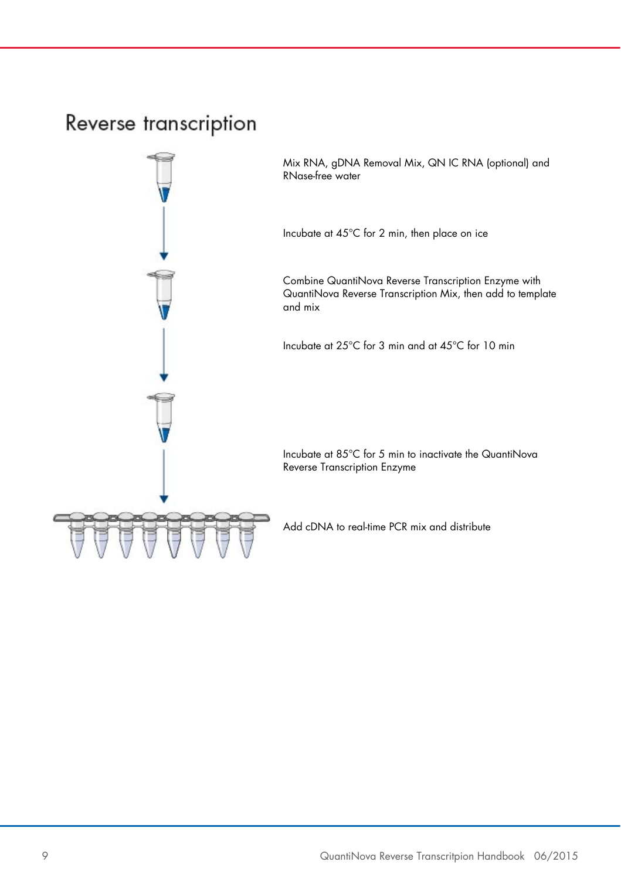# Reverse transcription

Mix RNA, gDNA Removal Mix, QN IC RNA (optional) and RNase-free water

Incubate at 45°C for 2 min, then place on ice

Combine QuantiNova Reverse Transcription Enzyme with QuantiNova Reverse Transcription Mix, then add to template and mix

Incubate at 25°C for 3 min and at 45°C for 10 min

Incubate at 85°C for 5 min to inactivate the QuantiNova Reverse Transcription Enzyme

Add cDNA to real-time PCR mix and distribute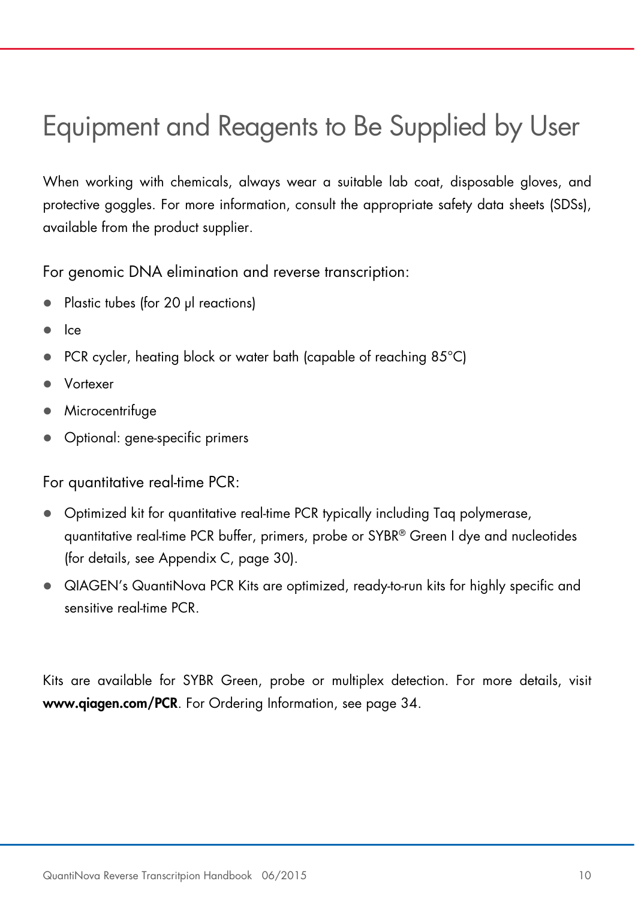# Equipment and Reagents to Be Supplied by User

When working with chemicals, always wear a suitable lab coat, disposable gloves, and protective goggles. For more information, consult the appropriate safety data sheets (SDSs), available from the product supplier.

For genomic DNA elimination and reverse transcription:

- Plastic tubes (for 20 µl reactions)
- Ice
- PCR cycler, heating block or water bath (capable of reaching 85°C)
- Vortexer
- Microcentrifuge
- Optional: gene-specific primers

For quantitative real-time PCR:

- Optimized kit for quantitative real-time PCR typically including Taq polymerase, quantitative real-time PCR buffer, primers, probe or SYBR® Green I dye and nucleotides (for details, see Appendix C, page 30).
- QIAGEN's QuantiNova PCR Kits are optimized, ready-to-run kits for highly specific and sensitive real-time PCR.

Kits are available for SYBR Green, probe or multiplex detection. For more details, visit **www.qiagen.com/PCR**. For Ordering Information, see page 34.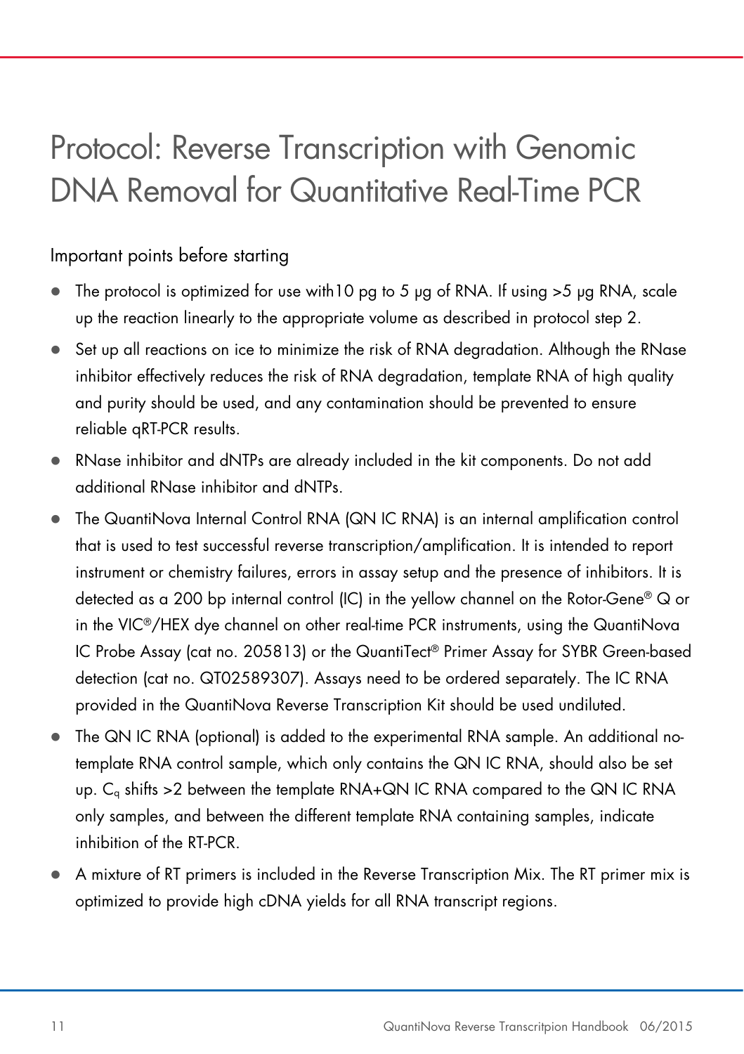# Protocol: Reverse Transcription with Genomic DNA Removal for Quantitative Real-Time PCR

## Important points before starting

- The protocol is optimized for use with10 pg to 5 µg of RNA. If using >5 µg RNA, scale up the reaction linearly to the appropriate volume as described in protocol step 2.
- Set up all reactions on ice to minimize the risk of RNA degradation. Although the RNase inhibitor effectively reduces the risk of RNA degradation, template RNA of high quality and purity should be used, and any contamination should be prevented to ensure reliable qRT-PCR results.
- RNase inhibitor and dNTPs are already included in the kit components. Do not add additional RNase inhibitor and dNTPs.
- The QuantiNova Internal Control RNA (QN IC RNA) is an internal amplification control that is used to test successful reverse transcription/amplification. It is intended to report instrument or chemistry failures, errors in assay setup and the presence of inhibitors. It is detected as a 200 bp internal control (IC) in the yellow channel on the Rotor-Gene® Q or in the VIC®/HEX dye channel on other real-time PCR instruments, using the QuantiNova IC Probe Assay (cat no. 205813) or the QuantiTect® Primer Assay for SYBR Green-based detection (cat no. QT02589307). Assays need to be ordered separately. The IC RNA provided in the QuantiNova Reverse Transcription Kit should be used undiluted.
- The QN IC RNA (optional) is added to the experimental RNA sample. An additional no-template RNA control sample, which only contains the QN IC RNA, should also be set up. $C_q$ shifts >2 between the template RNA+QN IC RNA compared to the QN IC RNA only samples, and between the different template RNA containing samples, indicate inhibition of the RT-PCR.
- A mixture of RT primers is included in the Reverse Transcription Mix. The RT primer mix is optimized to provide high cDNA yields for all RNA transcript regions.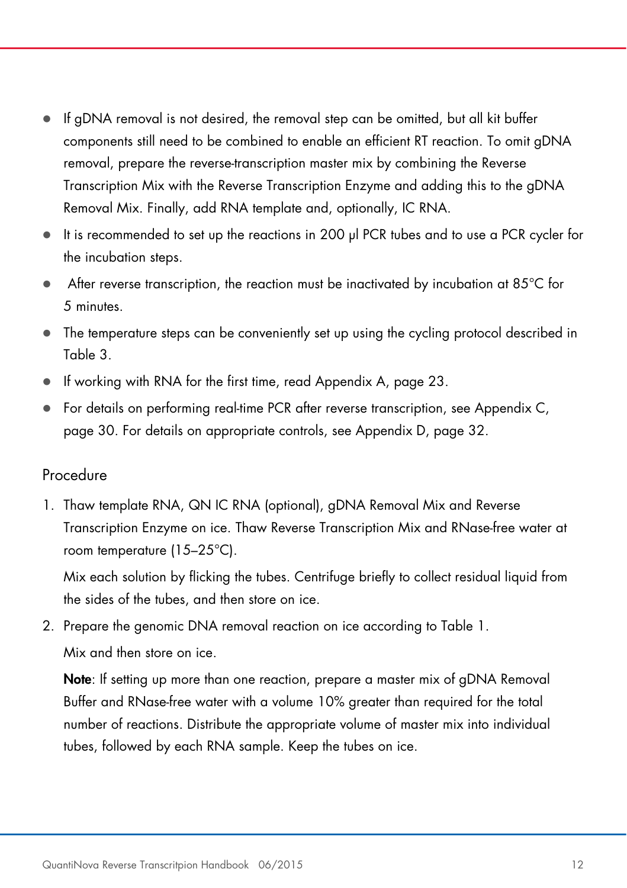- If gDNA removal is not desired, the removal step can be omitted, but all kit buffer components still need to be combined to enable an efficient RT reaction. To omit gDNA removal, prepare the reverse-transcription master mix by combining the Reverse Transcription Mix with the Reverse Transcription Enzyme and adding this to the gDNA Removal Mix. Finally, add RNA template and, optionally, IC RNA.
- It is recommended to set up the reactions in 200 µl PCR tubes and to use a PCR cycler for the incubation steps.
- After reverse transcription, the reaction must be inactivated by incubation at 85°C for 5 minutes.
- The temperature steps can be conveniently set up using the cycling protocol described in Table 3.
- If working with RNA for the first time, read Appendix A, page 23.
- For details on performing real-time PCR after reverse transcription, see Appendix C, page 30. For details on appropriate controls, see Appendix D, page 32.

## Procedure

1. Thaw template RNA, QN IC RNA (optional), gDNA Removal Mix and Reverse Transcription Enzyme on ice. Thaw Reverse Transcription Mix and RNase-free water at room temperature (15–25°C).

   Mix each solution by flicking the tubes. Centrifuge briefly to collect residual liquid from the sides of the tubes, and then store on ice.

2. Prepare the genomic DNA removal reaction on ice according to Table 1.

   Mix and then store on ice.

   **Note**: If setting up more than one reaction, prepare a master mix of gDNA Removal Buffer and RNase-free water with a volume 10% greater than required for the total number of reactions. Distribute the appropriate volume of master mix into individual tubes, followed by each RNA sample. Keep the tubes on ice.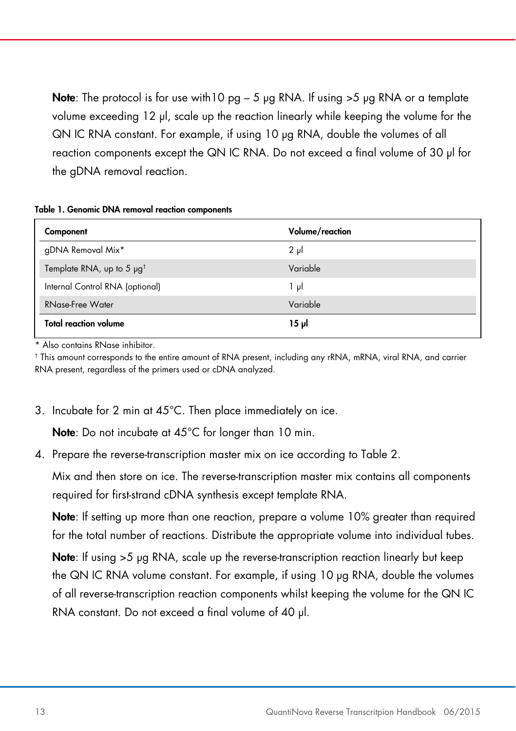**Note**: The protocol is for use with10 pg – 5 µg RNA. If using >5 µg RNA or a template volume exceeding 12 µl, scale up the reaction linearly while keeping the volume for the QN IC RNA constant. For example, if using 10 µg RNA, double the volumes of all reaction components except the QN IC RNA. Do not exceed a final volume of 30 µl for the gDNA removal reaction.

**Table 1. Genomic DNA removal reaction components**

| Component | Volume/reaction |
|---|---|
| gDNA Removal Mix* | 2 µl |
| Template RNA, up to 5 µg† | Variable |
| Internal Control RNA (optional) | 1 µl |
| RNase-Free Water | Variable |
| **Total reaction volume** | **15 µl** |

\* Also contains RNase inhibitor.

† This amount corresponds to the entire amount of RNA present, including any rRNA, mRNA, viral RNA, and carrier RNA present, regardless of the primers used or cDNA analyzed.

3. Incubate for 2 min at 45°C. Then place immediately on ice.

   **Note**: Do not incubate at 45°C for longer than 10 min.

4. Prepare the reverse-transcription master mix on ice according to Table 2.

   Mix and then store on ice. The reverse-transcription master mix contains all components required for first-strand cDNA synthesis except template RNA.

   **Note**: If setting up more than one reaction, prepare a volume 10% greater than required for the total number of reactions. Distribute the appropriate volume into individual tubes.

   **Note**: If using >5 µg RNA, scale up the reverse-transcription reaction linearly but keep the QN IC RNA volume constant. For example, if using 10 µg RNA, double the volumes of all reverse-transcription reaction components whilst keeping the volume for the QN IC RNA constant. Do not exceed a final volume of 40 µl.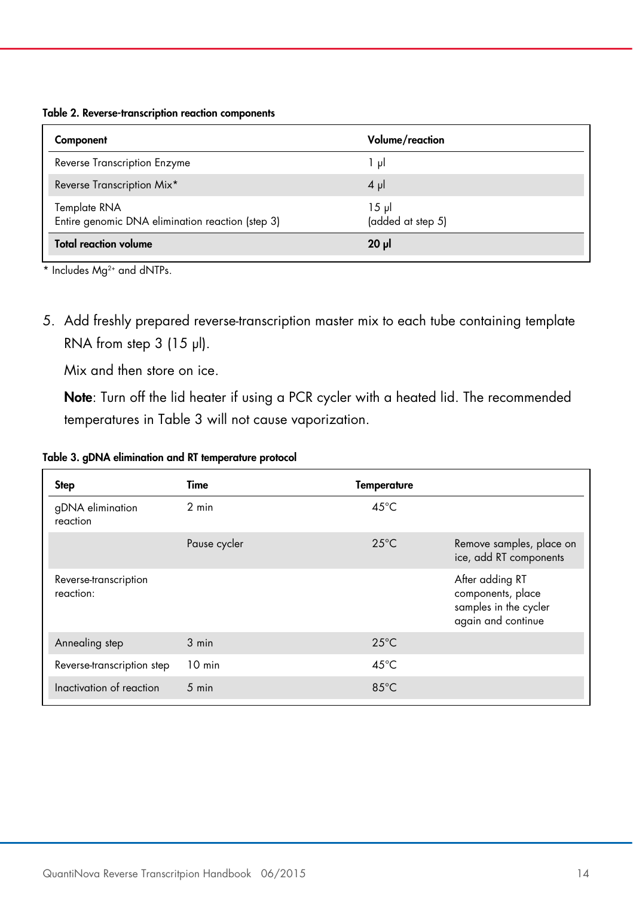**Table 2. Reverse-transcription reaction components**

| Component | Volume/reaction |
|---|---|
| Reverse Transcription Enzyme | 1 µl |
| Reverse Transcription Mix* | 4 µl |
| Template RNA<br>Entire genomic DNA elimination reaction (step 3) | 15 µl<br>(added at step 5) |
| **Total reaction volume** | **20 µl** |

* Includes $Mg^{2+}$ and dNTPs.

5. Add freshly prepared reverse-transcription master mix to each tube containing template RNA from step 3 (15 µl).

   Mix and then store on ice.

   **Note**: Turn off the lid heater if using a PCR cycler with a heated lid. The recommended temperatures in Table 3 will not cause vaporization.

**Table 3. gDNA elimination and RT temperature protocol**

| Step | Time | Temperature | |
|---|---|---|---|
| gDNA elimination reaction | 2 min | 45°C | |
| | Pause cycler | 25°C | Remove samples, place on ice, add RT components |
| Reverse-transcription reaction: | | | After adding RT components, place samples in the cycler again and continue |
| Annealing step | 3 min | 25°C | |
| Reverse-transcription step | 10 min | 45°C | |
| Inactivation of reaction | 5 min | 85°C | |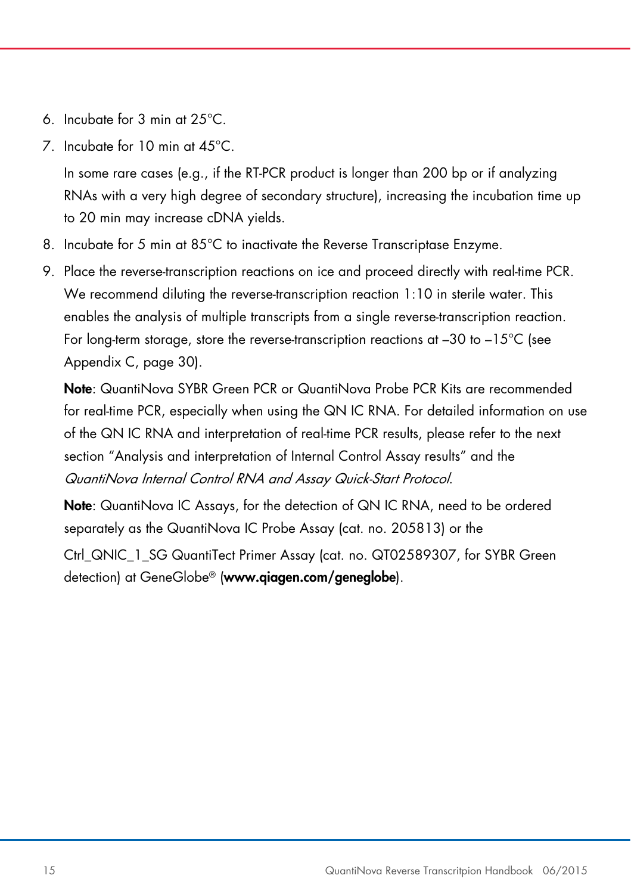6. Incubate for 3 min at 25°C.
7. Incubate for 10 min at 45°C.

   In some rare cases (e.g., if the RT-PCR product is longer than 200 bp or if analyzing RNAs with a very high degree of secondary structure), increasing the incubation time up to 20 min may increase cDNA yields.
8. Incubate for 5 min at 85°C to inactivate the Reverse Transcriptase Enzyme.
9. Place the reverse-transcription reactions on ice and proceed directly with real-time PCR. We recommend diluting the reverse-transcription reaction 1:10 in sterile water. This enables the analysis of multiple transcripts from a single reverse-transcription reaction. For long-term storage, store the reverse-transcription reactions at –30 to –15°C (see Appendix C, page 30).

   **Note**: QuantiNova SYBR Green PCR or QuantiNova Probe PCR Kits are recommended for real-time PCR, especially when using the QN IC RNA. For detailed information on use of the QN IC RNA and interpretation of real-time PCR results, please refer to the next section "Analysis and interpretation of Internal Control Assay results" and the *QuantiNova Internal Control RNA and Assay Quick-Start Protocol*.

   **Note**: QuantiNova IC Assays, for the detection of QN IC RNA, need to be ordered separately as the QuantiNova IC Probe Assay (cat. no. 205813) or the Ctrl_QNIC_1_SG QuantiTect Primer Assay (cat. no. QT02589307, for SYBR Green detection) at GeneGlobe® (**www.qiagen.com/geneglobe**).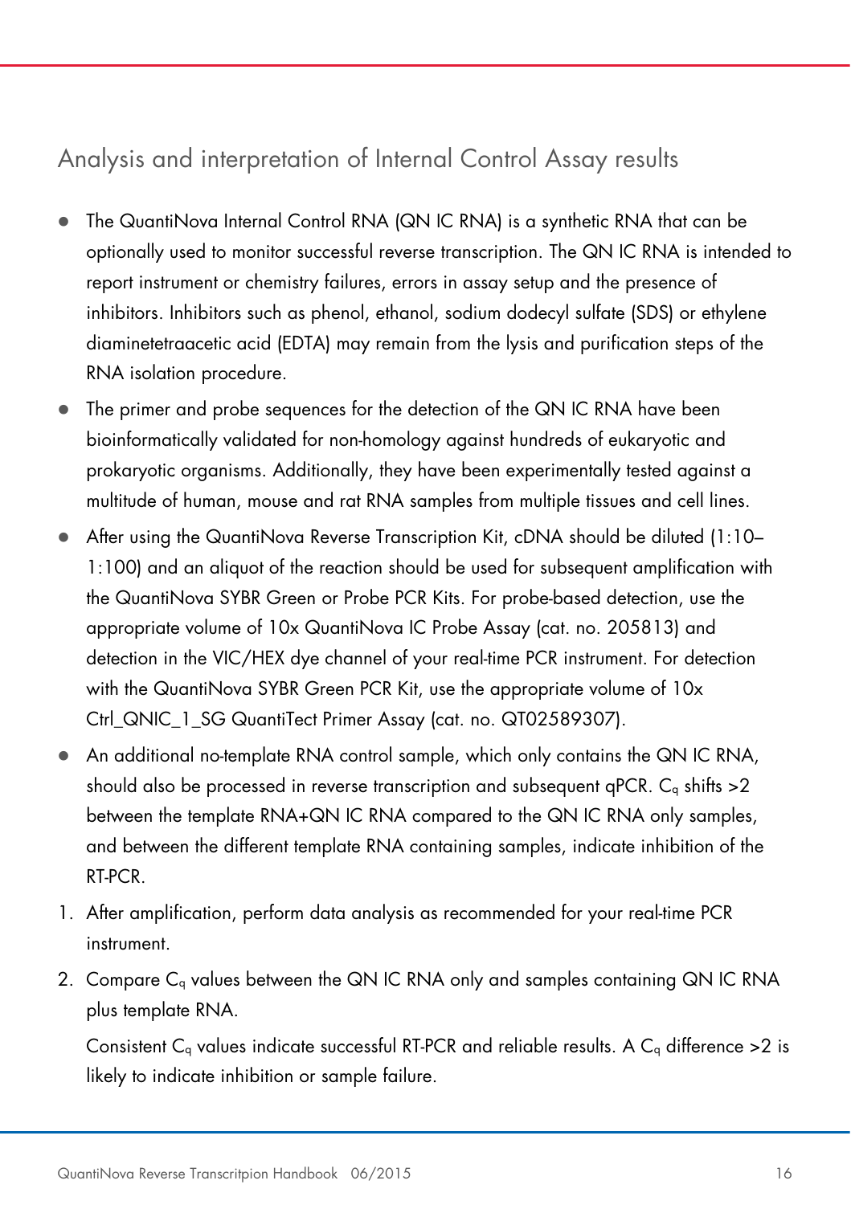## Analysis and interpretation of Internal Control Assay results

- The QuantiNova Internal Control RNA (QN IC RNA) is a synthetic RNA that can be optionally used to monitor successful reverse transcription. The QN IC RNA is intended to report instrument or chemistry failures, errors in assay setup and the presence of inhibitors. Inhibitors such as phenol, ethanol, sodium dodecyl sulfate (SDS) or ethylene diaminetetraacetic acid (EDTA) may remain from the lysis and purification steps of the RNA isolation procedure.
- The primer and probe sequences for the detection of the QN IC RNA have been bioinformatically validated for non-homology against hundreds of eukaryotic and prokaryotic organisms. Additionally, they have been experimentally tested against a multitude of human, mouse and rat RNA samples from multiple tissues and cell lines.
- After using the QuantiNova Reverse Transcription Kit, cDNA should be diluted (1:10–1:100) and an aliquot of the reaction should be used for subsequent amplification with the QuantiNova SYBR Green or Probe PCR Kits. For probe-based detection, use the appropriate volume of 10x QuantiNova IC Probe Assay (cat. no. 205813) and detection in the VIC/HEX dye channel of your real-time PCR instrument. For detection with the QuantiNova SYBR Green PCR Kit, use the appropriate volume of 10x Ctrl_QNIC_1_SG QuantiTect Primer Assay (cat. no. QT02589307).
- An additional no-template RNA control sample, which only contains the QN IC RNA, should also be processed in reverse transcription and subsequent qPCR. $C_q$ shifts >2 between the template RNA+QN IC RNA compared to the QN IC RNA only samples, and between the different template RNA containing samples, indicate inhibition of the RT-PCR.

1. After amplification, perform data analysis as recommended for your real-time PCR instrument.
2. Compare $C_q$ values between the QN IC RNA only and samples containing QN IC RNA plus template RNA.

   Consistent $C_q$ values indicate successful RT-PCR and reliable results. A $C_q$ difference >2 is likely to indicate inhibition or sample failure.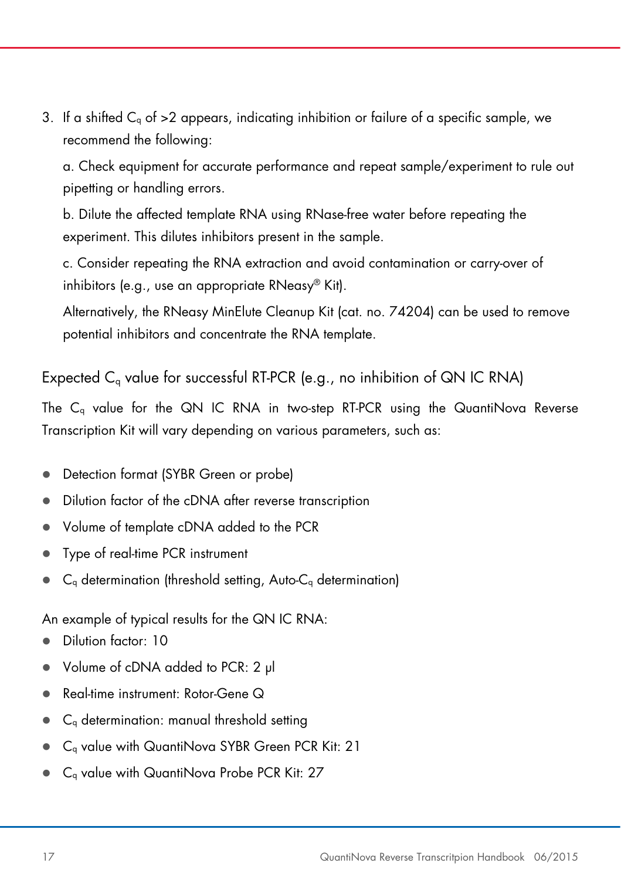3. If a shifted $C_q$ of >2 appears, indicating inhibition or failure of a specific sample, we recommend the following:

   a. Check equipment for accurate performance and repeat sample/experiment to rule out pipetting or handling errors.

   b. Dilute the affected template RNA using RNase-free water before repeating the experiment. This dilutes inhibitors present in the sample.

   c. Consider repeating the RNA extraction and avoid contamination or carry-over of inhibitors (e.g., use an appropriate RNeasy® Kit).

   Alternatively, the RNeasy MinElute Cleanup Kit (cat. no. 74204) can be used to remove potential inhibitors and concentrate the RNA template.

## Expected $C_q$ value for successful RT-PCR (e.g., no inhibition of QN IC RNA)

The $C_q$ value for the QN IC RNA in two-step RT-PCR using the QuantiNova Reverse Transcription Kit will vary depending on various parameters, such as:

- Detection format (SYBR Green or probe)
- Dilution factor of the cDNA after reverse transcription
- Volume of template cDNA added to the PCR
- Type of real-time PCR instrument
- $C_q$ determination (threshold setting, Auto-$C_q$ determination)

An example of typical results for the QN IC RNA:

- Dilution factor: 10
- Volume of cDNA added to PCR: 2 µl
- Real-time instrument: Rotor-Gene Q
- $C_q$ determination: manual threshold setting
- $C_q$ value with QuantiNova SYBR Green PCR Kit: 21
- $C_q$ value with QuantiNova Probe PCR Kit: 27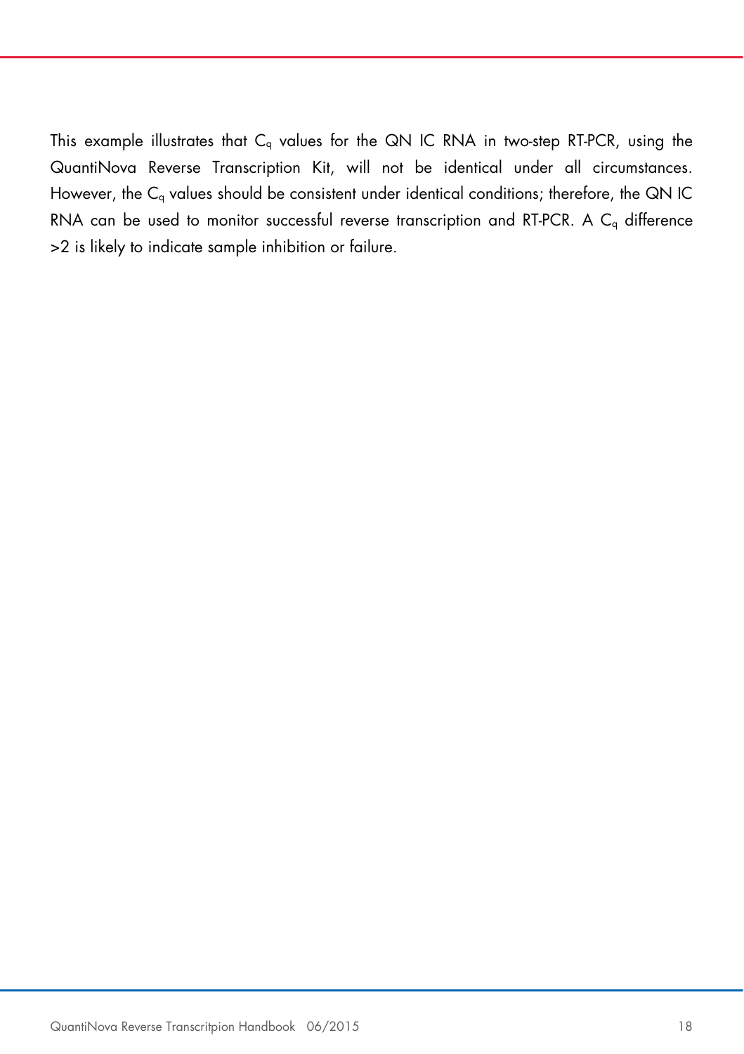This example illustrates that $C_q$ values for the QN IC RNA in two-step RT-PCR, using the QuantiNova Reverse Transcription Kit, will not be identical under all circumstances. However, the $C_q$ values should be consistent under identical conditions; therefore, the QN IC RNA can be used to monitor successful reverse transcription and RT-PCR. A $C_q$ difference >2 is likely to indicate sample inhibition or failure.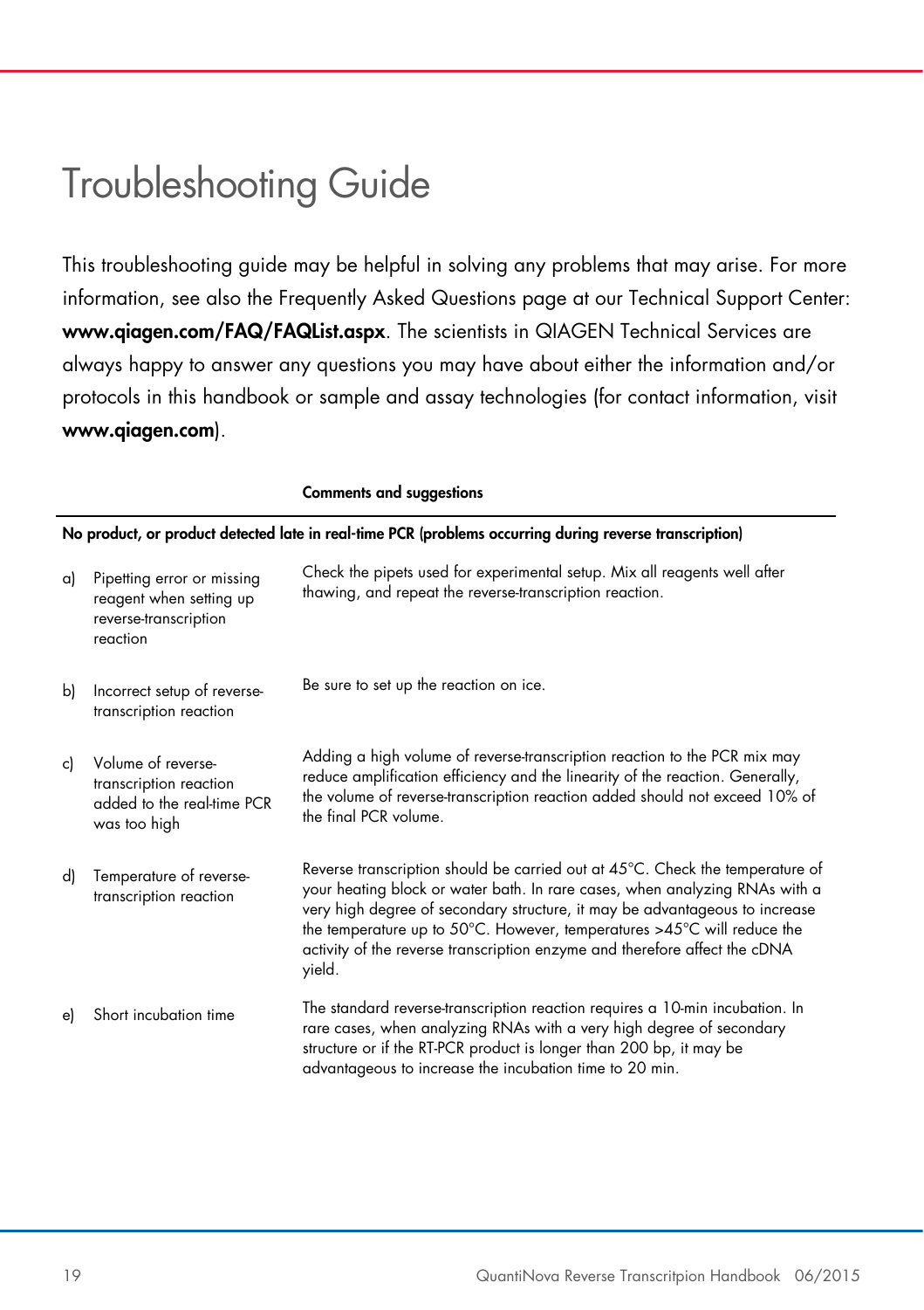# Troubleshooting Guide

This troubleshooting guide may be helpful in solving any problems that may arise. For more information, see also the Frequently Asked Questions page at our Technical Support Center: **www.qiagen.com/FAQ/FAQList.aspx**. The scientists in QIAGEN Technical Services are always happy to answer any questions you may have about either the information and/or protocols in this handbook or sample and assay technologies (for contact information, visit **www.qiagen.com**).

| | Comments and suggestions |
|---|---|
| **No product, or product detected late in real-time PCR (problems occurring during reverse transcription)** | |
| a) Pipetting error or missing reagent when setting up reverse-transcription reaction | Check the pipets used for experimental setup. Mix all reagents well after thawing, and repeat the reverse-transcription reaction. |
| b) Incorrect setup of reverse-transcription reaction | Be sure to set up the reaction on ice. |
| c) Volume of reverse-transcription reaction added to the real-time PCR was too high | Adding a high volume of reverse-transcription reaction to the PCR mix may reduce amplification efficiency and the linearity of the reaction. Generally, the volume of reverse-transcription reaction added should not exceed 10% of the final PCR volume. |
| d) Temperature of reverse-transcription reaction | Reverse transcription should be carried out at 45°C. Check the temperature of your heating block or water bath. In rare cases, when analyzing RNAs with a very high degree of secondary structure, it may be advantageous to increase the temperature up to 50°C. However, temperatures >45°C will reduce the activity of the reverse transcription enzyme and therefore affect the cDNA yield. |
| e) Short incubation time | The standard reverse-transcription reaction requires a 10-min incubation. In rare cases, when analyzing RNAs with a very high degree of secondary structure or if the RT-PCR product is longer than 200 bp, it may be advantageous to increase the incubation time to 20 min. |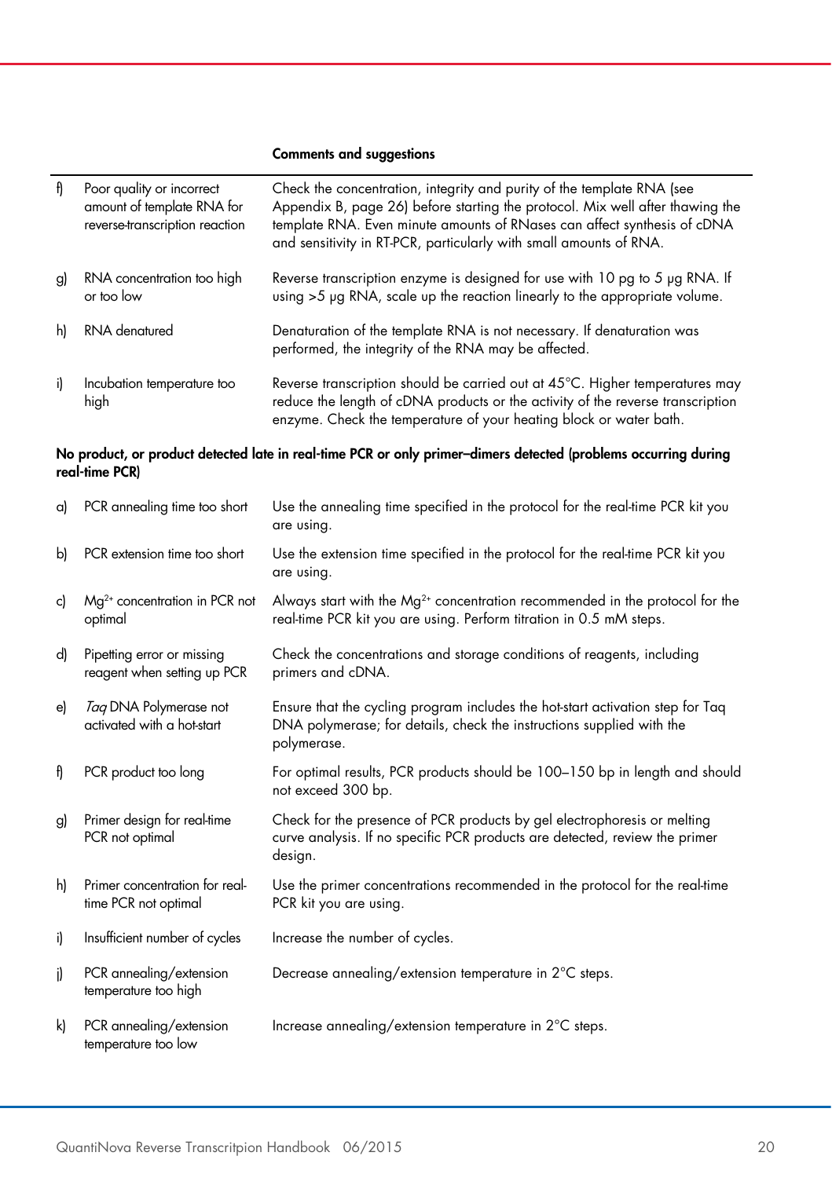| | | Comments and suggestions |
|---|---|---|
| f) | Poor quality or incorrect amount of template RNA for reverse-transcription reaction | Check the concentration, integrity and purity of the template RNA (see Appendix B, page 26) before starting the protocol. Mix well after thawing the template RNA. Even minute amounts of RNases can affect synthesis of cDNA and sensitivity in RT-PCR, particularly with small amounts of RNA. |
| g) | RNA concentration too high or too low | Reverse transcription enzyme is designed for use with 10 pg to 5 µg RNA. If using >5 µg RNA, scale up the reaction linearly to the appropriate volume. |
| h) | RNA denatured | Denaturation of the template RNA is not necessary. If denaturation was performed, the integrity of the RNA may be affected. |
| i) | Incubation temperature too high | Reverse transcription should be carried out at 45°C. Higher temperatures may reduce the length of cDNA products or the activity of the reverse transcription enzyme. Check the temperature of your heating block or water bath. |

**No product, or product detected late in real-time PCR or only primer–dimers detected (problems occurring during real-time PCR)**

| | | |
|---|---|---|
| a) | PCR annealing time too short | Use the annealing time specified in the protocol for the real-time PCR kit you are using. |
| b) | PCR extension time too short | Use the extension time specified in the protocol for the real-time PCR kit you are using. |
| c) | $Mg^{2+}$ concentration in PCR not optimal | Always start with the $Mg^{2+}$ concentration recommended in the protocol for the real-time PCR kit you are using. Perform titration in 0.5 mM steps. |
| d) | Pipetting error or missing reagent when setting up PCR | Check the concentrations and storage conditions of reagents, including primers and cDNA. |
| e) | *Taq* DNA Polymerase not activated with a hot-start | Ensure that the cycling program includes the hot-start activation step for Taq DNA polymerase; for details, check the instructions supplied with the polymerase. |
| f) | PCR product too long | For optimal results, PCR products should be 100–150 bp in length and should not exceed 300 bp. |
| g) | Primer design for real-time PCR not optimal | Check for the presence of PCR products by gel electrophoresis or melting curve analysis. If no specific PCR products are detected, review the primer design. |
| h) | Primer concentration for real-time PCR not optimal | Use the primer concentrations recommended in the protocol for the real-time PCR kit you are using. |
| i) | Insufficient number of cycles | Increase the number of cycles. |
| j) | PCR annealing/extension temperature too high | Decrease annealing/extension temperature in 2°C steps. |
| k) | PCR annealing/extension temperature too low | Increase annealing/extension temperature in 2°C steps. |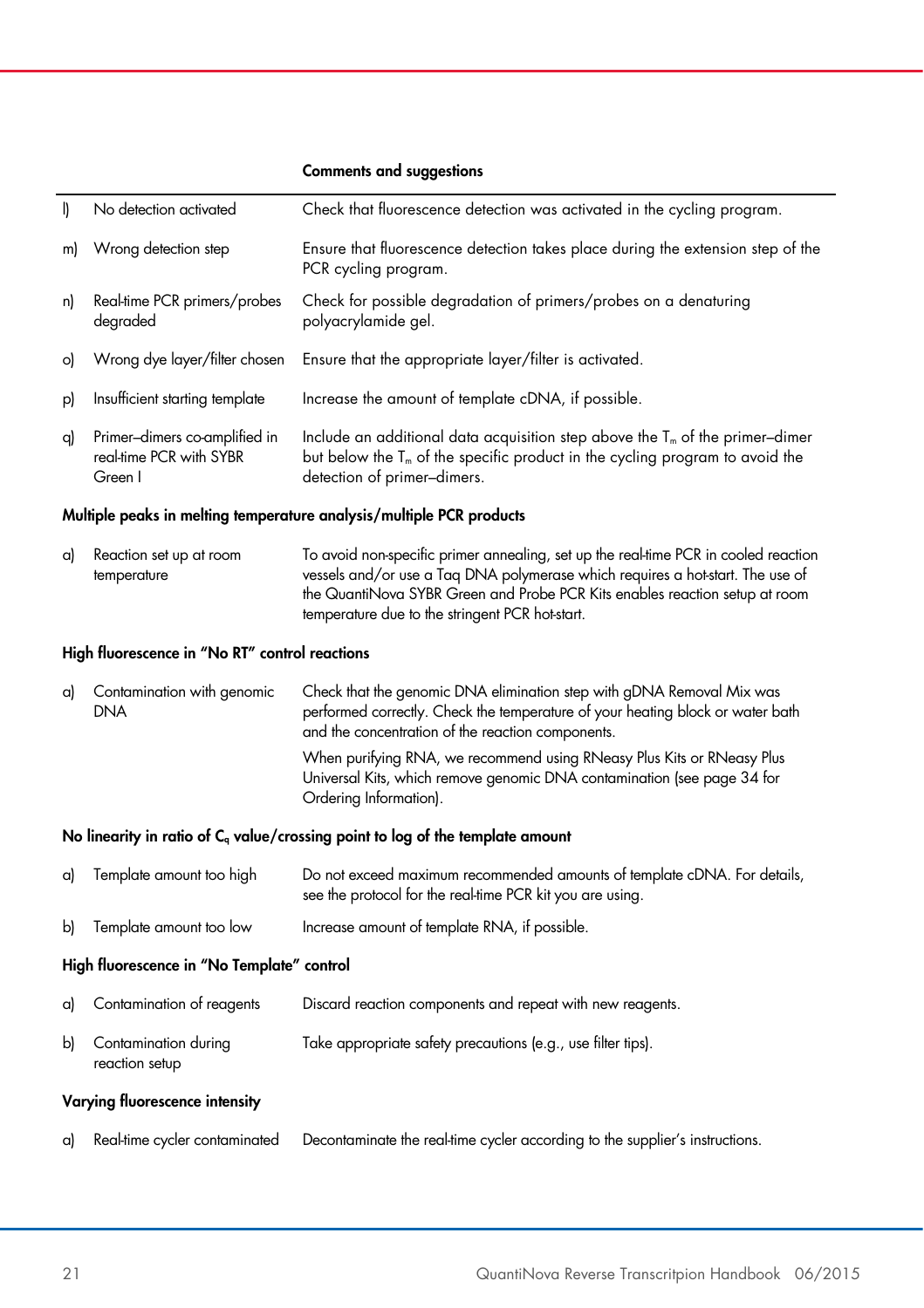| | | Comments and suggestions |
|---|---|---|
| l) | No detection activated | Check that fluorescence detection was activated in the cycling program. |
| m) | Wrong detection step | Ensure that fluorescence detection takes place during the extension step of the PCR cycling program. |
| n) | Real-time PCR primers/probes degraded | Check for possible degradation of primers/probes on a denaturing polyacrylamide gel. |
| o) | Wrong dye layer/filter chosen | Ensure that the appropriate layer/filter is activated. |
| p) | Insufficient starting template | Increase the amount of template cDNA, if possible. |
| q) | Primer–dimers co-amplified in real-time PCR with SYBR Green I | Include an additional data acquisition step above the $T_m$ of the primer–dimer but below the $T_m$ of the specific product in the cycling program to avoid the detection of primer–dimers. |

**Multiple peaks in melting temperature analysis/multiple PCR products**

| | | |
|---|---|---|
| a) | Reaction set up at room temperature | To avoid non-specific primer annealing, set up the real-time PCR in cooled reaction vessels and/or use a Taq DNA polymerase which requires a hot-start. The use of the QuantiNova SYBR Green and Probe PCR Kits enables reaction setup at room temperature due to the stringent PCR hot-start. |

**High fluorescence in "No RT" control reactions**

| | | |
|---|---|---|
| a) | Contamination with genomic DNA | Check that the genomic DNA elimination step with gDNA Removal Mix was performed correctly. Check the temperature of your heating block or water bath and the concentration of the reaction components.<br><br>When purifying RNA, we recommend using RNeasy Plus Kits or RNeasy Plus Universal Kits, which remove genomic DNA contamination (see page 34 for Ordering Information). |

**No linearity in ratio of $C_q$ value/crossing point to log of the template amount**

| | | |
|---|---|---|
| a) | Template amount too high | Do not exceed maximum recommended amounts of template cDNA. For details, see the protocol for the real-time PCR kit you are using. |
| b) | Template amount too low | Increase amount of template RNA, if possible. |

**High fluorescence in "No Template" control**

| | | |
|---|---|---|
| a) | Contamination of reagents | Discard reaction components and repeat with new reagents. |
| b) | Contamination during reaction setup | Take appropriate safety precautions (e.g., use filter tips). |

**Varying fluorescence intensity**

| | | |
|---|---|---|
| a) | Real-time cycler contaminated | Decontaminate the real-time cycler according to the supplier's instructions. |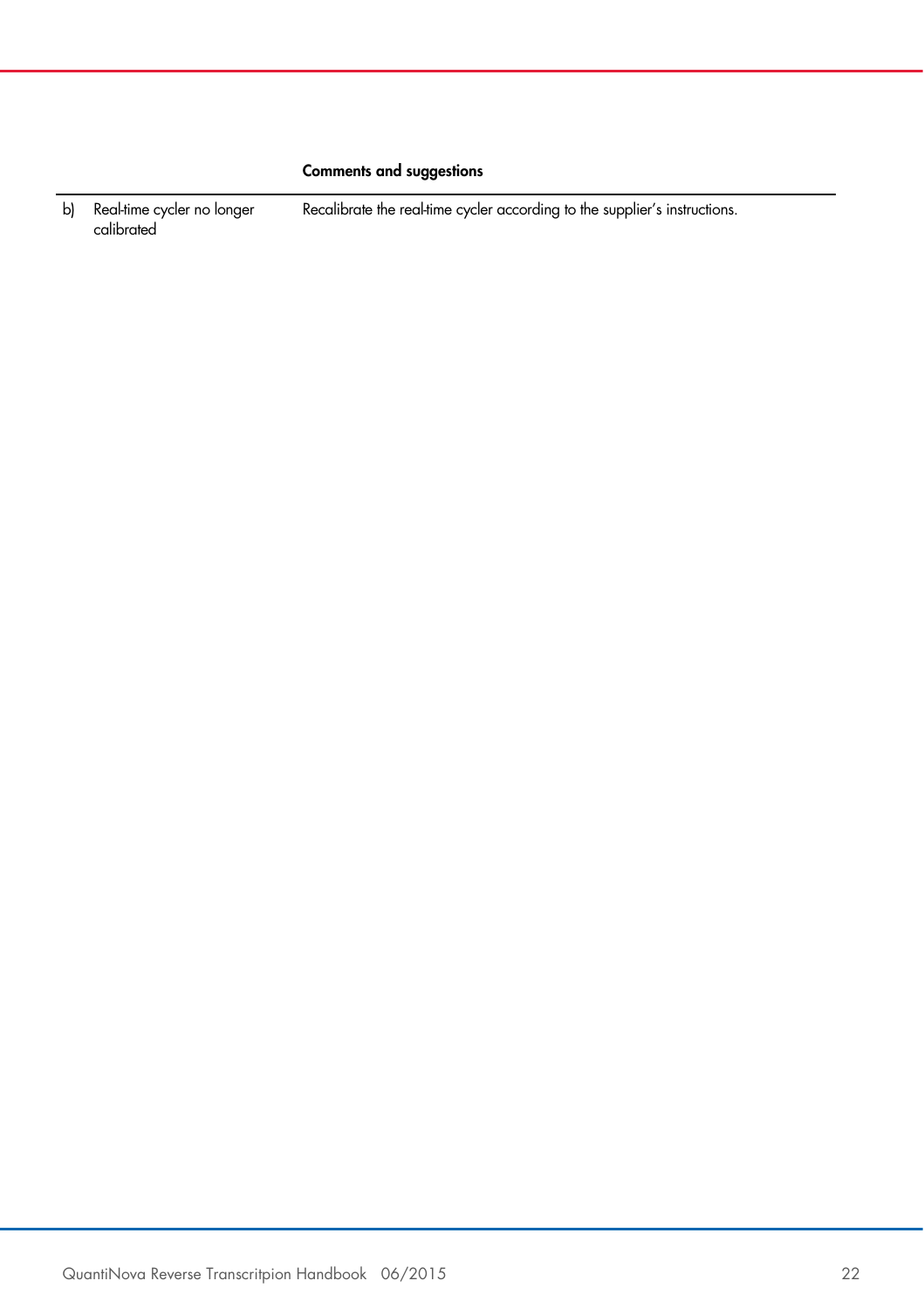| | Comments and suggestions |
|---|---|
| b) Real-time cycler no longer calibrated | Recalibrate the real-time cycler according to the supplier's instructions. |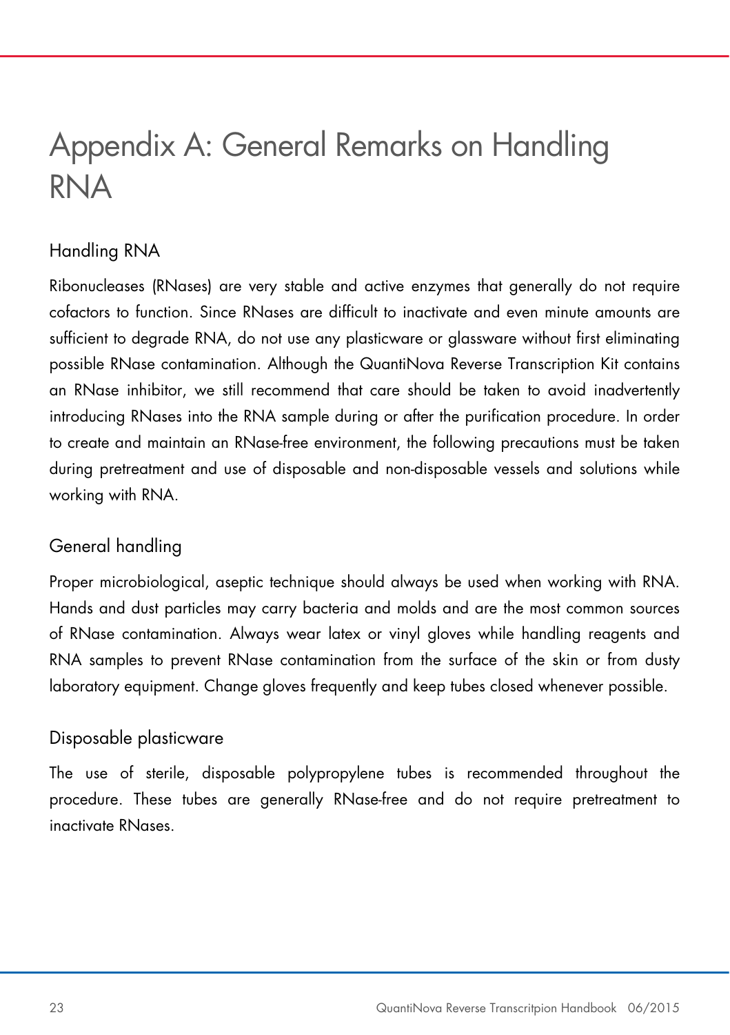# Appendix A: General Remarks on Handling RNA

## Handling RNA

Ribonucleases (RNases) are very stable and active enzymes that generally do not require cofactors to function. Since RNases are difficult to inactivate and even minute amounts are sufficient to degrade RNA, do not use any plasticware or glassware without first eliminating possible RNase contamination. Although the QuantiNova Reverse Transcription Kit contains an RNase inhibitor, we still recommend that care should be taken to avoid inadvertently introducing RNases into the RNA sample during or after the purification procedure. In order to create and maintain an RNase-free environment, the following precautions must be taken during pretreatment and use of disposable and non-disposable vessels and solutions while working with RNA.

## General handling

Proper microbiological, aseptic technique should always be used when working with RNA. Hands and dust particles may carry bacteria and molds and are the most common sources of RNase contamination. Always wear latex or vinyl gloves while handling reagents and RNA samples to prevent RNase contamination from the surface of the skin or from dusty laboratory equipment. Change gloves frequently and keep tubes closed whenever possible.

## Disposable plasticware

The use of sterile, disposable polypropylene tubes is recommended throughout the procedure. These tubes are generally RNase-free and do not require pretreatment to inactivate RNases.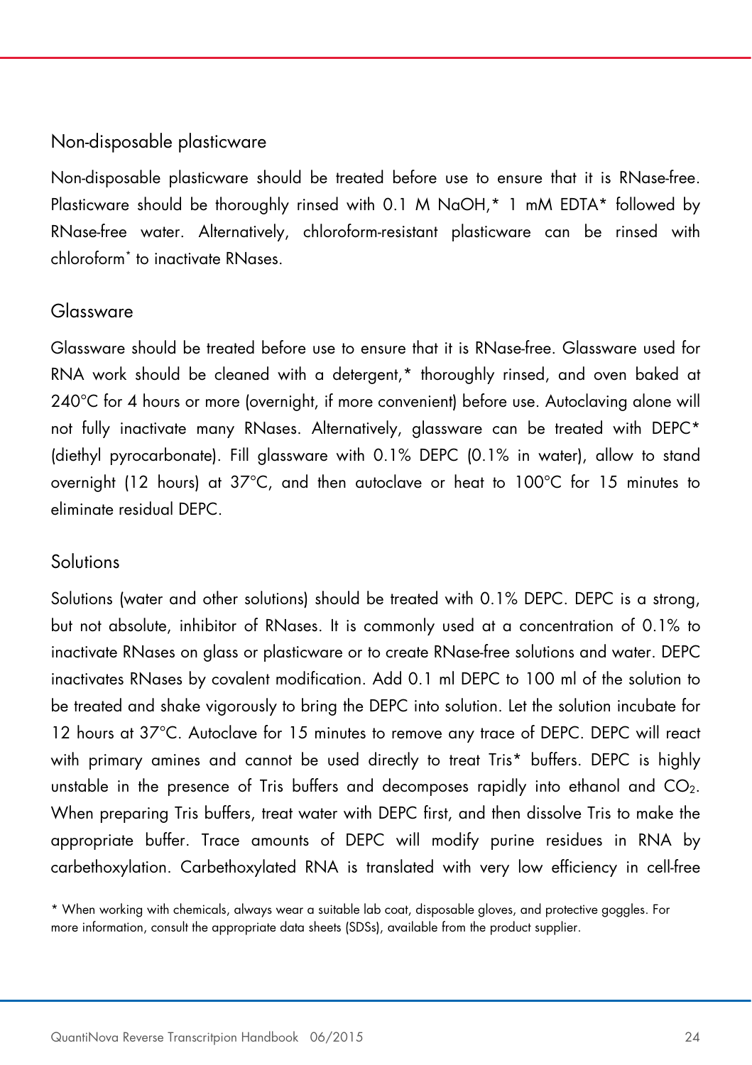### Non-disposable plasticware

Non-disposable plasticware should be treated before use to ensure that it is RNase-free. Plasticware should be thoroughly rinsed with 0.1 M NaOH,* 1 mM EDTA* followed by RNase-free water. Alternatively, chloroform-resistant plasticware can be rinsed with chloroform* to inactivate RNases.

### Glassware

Glassware should be treated before use to ensure that it is RNase-free. Glassware used for RNA work should be cleaned with a detergent,* thoroughly rinsed, and oven baked at 240°C for 4 hours or more (overnight, if more convenient) before use. Autoclaving alone will not fully inactivate many RNases. Alternatively, glassware can be treated with DEPC* (diethyl pyrocarbonate). Fill glassware with 0.1% DEPC (0.1% in water), allow to stand overnight (12 hours) at 37°C, and then autoclave or heat to 100°C for 15 minutes to eliminate residual DEPC.

### Solutions

Solutions (water and other solutions) should be treated with 0.1% DEPC. DEPC is a strong, but not absolute, inhibitor of RNases. It is commonly used at a concentration of 0.1% to inactivate RNases on glass or plasticware or to create RNase-free solutions and water. DEPC inactivates RNases by covalent modification. Add 0.1 ml DEPC to 100 ml of the solution to be treated and shake vigorously to bring the DEPC into solution. Let the solution incubate for 12 hours at 37°C. Autoclave for 15 minutes to remove any trace of DEPC. DEPC will react with primary amines and cannot be used directly to treat Tris* buffers. DEPC is highly unstable in the presence of Tris buffers and decomposes rapidly into ethanol and $CO_2$. When preparing Tris buffers, treat water with DEPC first, and then dissolve Tris to make the appropriate buffer. Trace amounts of DEPC will modify purine residues in RNA by carbethoxylation. Carbethoxylated RNA is translated with very low efficiency in cell-free

* When working with chemicals, always wear a suitable lab coat, disposable gloves, and protective goggles. For more information, consult the appropriate data sheets (SDSs), available from the product supplier.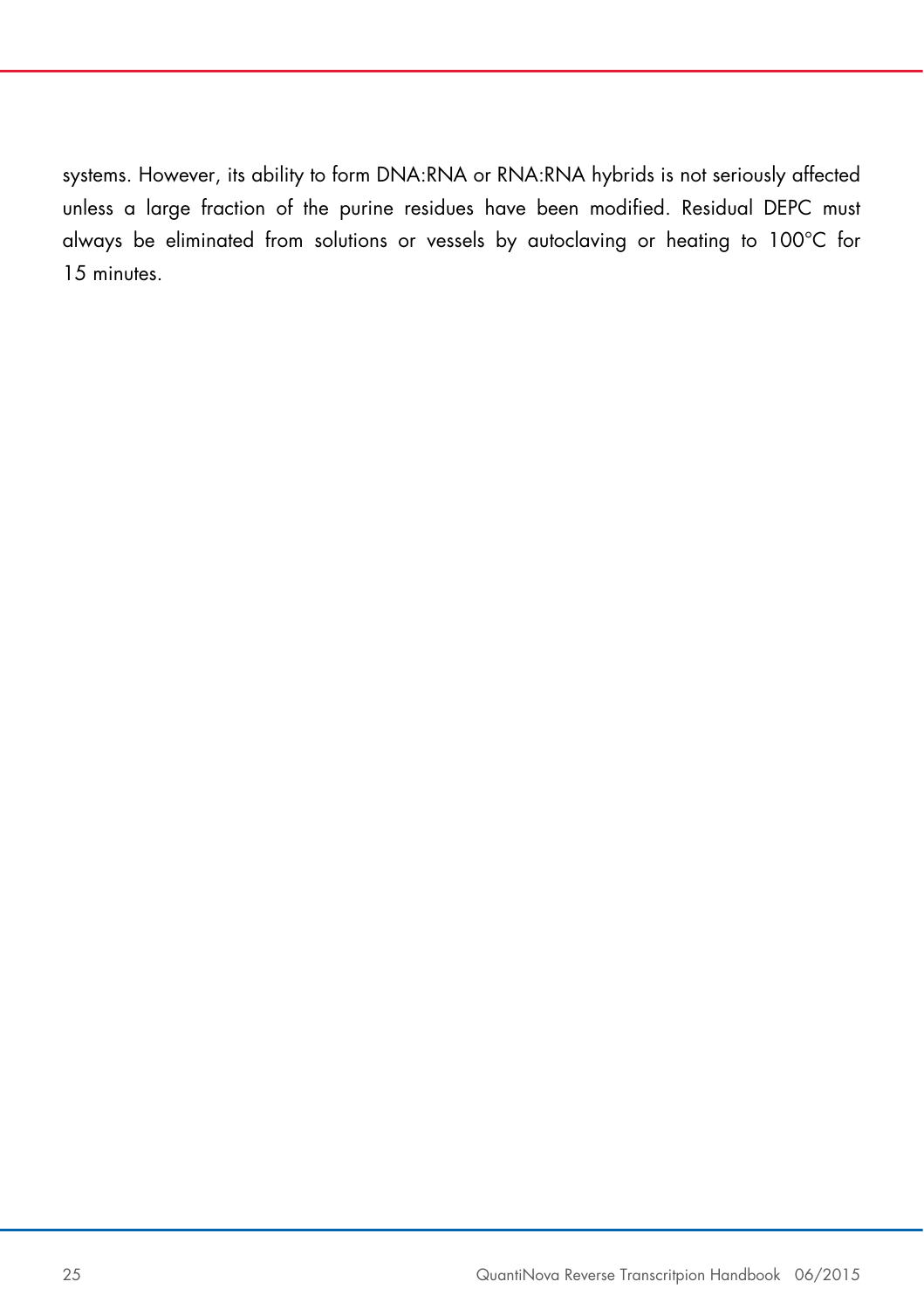systems. However, its ability to form DNA:RNA or RNA:RNA hybrids is not seriously affected unless a large fraction of the purine residues have been modified. Residual DEPC must always be eliminated from solutions or vessels by autoclaving or heating to 100°C for 15 minutes.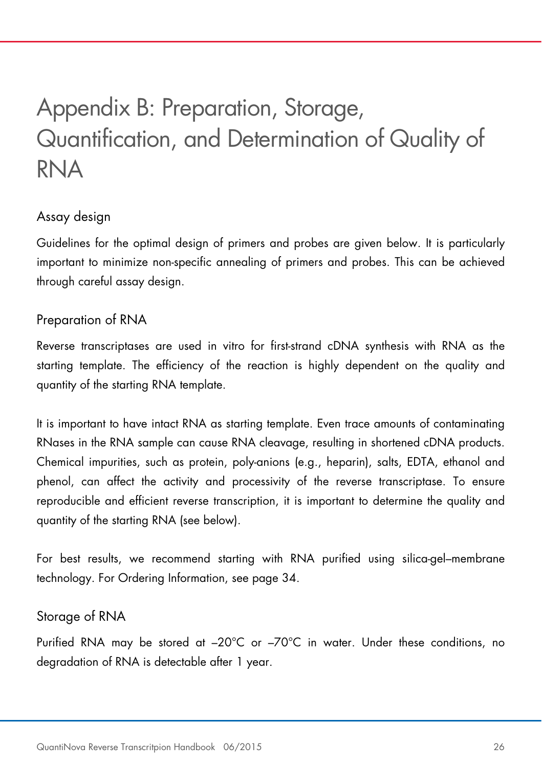# Appendix B: Preparation, Storage, Quantification, and Determination of Quality of RNA

## Assay design

Guidelines for the optimal design of primers and probes are given below. It is particularly important to minimize non-specific annealing of primers and probes. This can be achieved through careful assay design.

## Preparation of RNA

Reverse transcriptases are used in vitro for first-strand cDNA synthesis with RNA as the starting template. The efficiency of the reaction is highly dependent on the quality and quantity of the starting RNA template.

It is important to have intact RNA as starting template. Even trace amounts of contaminating RNases in the RNA sample can cause RNA cleavage, resulting in shortened cDNA products. Chemical impurities, such as protein, poly-anions (e.g., heparin), salts, EDTA, ethanol and phenol, can affect the activity and processivity of the reverse transcriptase. To ensure reproducible and efficient reverse transcription, it is important to determine the quality and quantity of the starting RNA (see below).

For best results, we recommend starting with RNA purified using silica-gel–membrane technology. For Ordering Information, see page 34.

## Storage of RNA

Purified RNA may be stored at –20°C or –70°C in water. Under these conditions, no degradation of RNA is detectable after 1 year.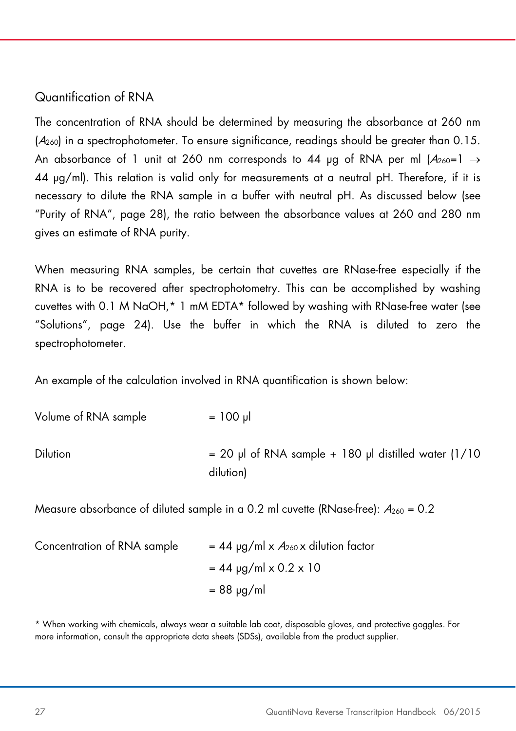## Quantification of RNA

The concentration of RNA should be determined by measuring the absorbance at 260 nm ($A_{260}$) in a spectrophotometer. To ensure significance, readings should be greater than 0.15. An absorbance of 1 unit at 260 nm corresponds to 44 µg of RNA per ml ($A_{260}$=1 → 44 µg/ml). This relation is valid only for measurements at a neutral pH. Therefore, if it is necessary to dilute the RNA sample in a buffer with neutral pH. As discussed below (see "Purity of RNA", page 28), the ratio between the absorbance values at 260 and 280 nm gives an estimate of RNA purity.

When measuring RNA samples, be certain that cuvettes are RNase-free especially if the RNA is to be recovered after spectrophotometry. This can be accomplished by washing cuvettes with 0.1 M NaOH,* 1 mM EDTA* followed by washing with RNase-free water (see "Solutions", page 24). Use the buffer in which the RNA is diluted to zero the spectrophotometer.

An example of the calculation involved in RNA quantification is shown below:

Volume of RNA sample = 100 µl

Dilution = 20 µl of RNA sample + 180 µl distilled water (1/10 dilution)

Measure absorbance of diluted sample in a 0.2 ml cuvette (RNase-free): $A_{260}$ = 0.2

Concentration of RNA sample = 44 µg/ml x $A_{260}$ x dilution factor

= 44 µg/ml x 0.2 x 10

= 88 µg/ml

\* When working with chemicals, always wear a suitable lab coat, disposable gloves, and protective goggles. For more information, consult the appropriate data sheets (SDSs), available from the product supplier.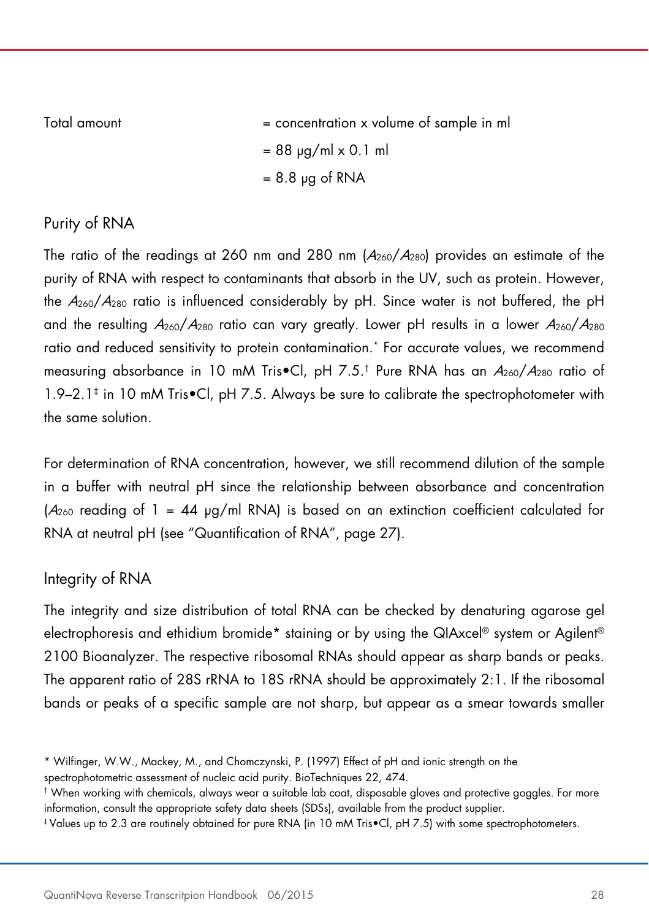Total amount = concentration x volume of sample in ml

= 88 µg/ml x 0.1 ml

= 8.8 µg of RNA

## Purity of RNA

The ratio of the readings at 260 nm and 280 nm ($A_{260}/A_{280}$) provides an estimate of the purity of RNA with respect to contaminants that absorb in the UV, such as protein. However, the $A_{260}/A_{280}$ ratio is influenced considerably by pH. Since water is not buffered, the pH and the resulting $A_{260}/A_{280}$ ratio can vary greatly. Lower pH results in a lower $A_{260}/A_{280}$ ratio and reduced sensitivity to protein contamination.* For accurate values, we recommend measuring absorbance in 10 mM Tris•Cl, pH 7.5.† Pure RNA has an $A_{260}/A_{280}$ ratio of 1.9–2.1‡ in 10 mM Tris•Cl, pH 7.5. Always be sure to calibrate the spectrophotometer with the same solution.

For determination of RNA concentration, however, we still recommend dilution of the sample in a buffer with neutral pH since the relationship between absorbance and concentration ($A_{260}$ reading of 1 = 44 µg/ml RNA) is based on an extinction coefficient calculated for RNA at neutral pH (see "Quantification of RNA", page 27).

## Integrity of RNA

The integrity and size distribution of total RNA can be checked by denaturing agarose gel electrophoresis and ethidium bromide* staining or by using the QIAxcel® system or Agilent® 2100 Bioanalyzer. The respective ribosomal RNAs should appear as sharp bands or peaks. The apparent ratio of 28S rRNA to 18S rRNA should be approximately 2:1. If the ribosomal bands or peaks of a specific sample are not sharp, but appear as a smear towards smaller

\* Wilfinger, W.W., Mackey, M., and Chomczynski, P. (1997) Effect of pH and ionic strength on the spectrophotometric assessment of nucleic acid purity. BioTechniques 22, 474.

† When working with chemicals, always wear a suitable lab coat, disposable gloves and protective goggles. For more information, consult the appropriate safety data sheets (SDSs), available from the product supplier.

‡ Values up to 2.3 are routinely obtained for pure RNA (in 10 mM Tris•Cl, pH 7.5) with some spectrophotometers.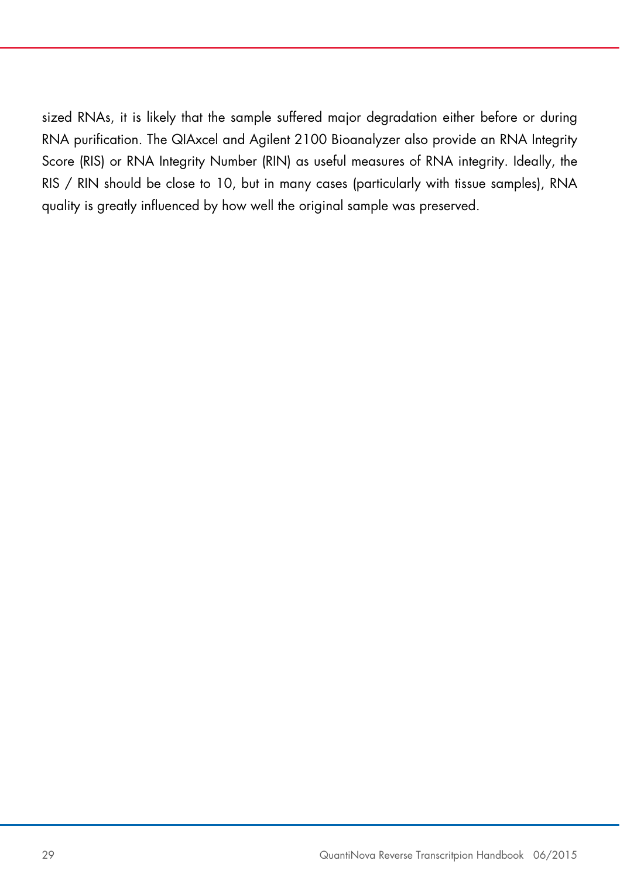sized RNAs, it is likely that the sample suffered major degradation either before or during RNA purification. The QIAxcel and Agilent 2100 Bioanalyzer also provide an RNA Integrity Score (RIS) or RNA Integrity Number (RIN) as useful measures of RNA integrity. Ideally, the RIS / RIN should be close to 10, but in many cases (particularly with tissue samples), RNA quality is greatly influenced by how well the original sample was preserved.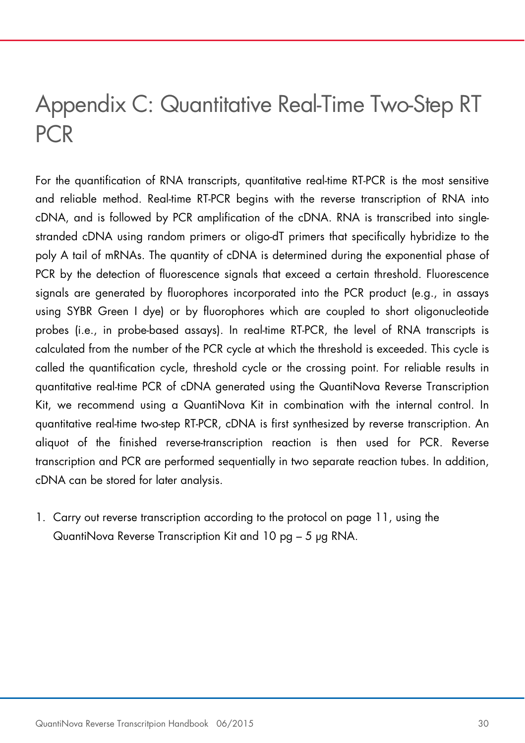# Appendix C: Quantitative Real-Time Two-Step RT PCR

For the quantification of RNA transcripts, quantitative real-time RT-PCR is the most sensitive and reliable method. Real-time RT-PCR begins with the reverse transcription of RNA into cDNA, and is followed by PCR amplification of the cDNA. RNA is transcribed into single-stranded cDNA using random primers or oligo-dT primers that specifically hybridize to the poly A tail of mRNAs. The quantity of cDNA is determined during the exponential phase of PCR by the detection of fluorescence signals that exceed a certain threshold. Fluorescence signals are generated by fluorophores incorporated into the PCR product (e.g., in assays using SYBR Green I dye) or by fluorophores which are coupled to short oligonucleotide probes (i.e., in probe-based assays). In real-time RT-PCR, the level of RNA transcripts is calculated from the number of the PCR cycle at which the threshold is exceeded. This cycle is called the quantification cycle, threshold cycle or the crossing point. For reliable results in quantitative real-time PCR of cDNA generated using the QuantiNova Reverse Transcription Kit, we recommend using a QuantiNova Kit in combination with the internal control. In quantitative real-time two-step RT-PCR, cDNA is first synthesized by reverse transcription. An aliquot of the finished reverse-transcription reaction is then used for PCR. Reverse transcription and PCR are performed sequentially in two separate reaction tubes. In addition, cDNA can be stored for later analysis.

1. Carry out reverse transcription according to the protocol on page 11, using the QuantiNova Reverse Transcription Kit and 10 pg – 5 µg RNA.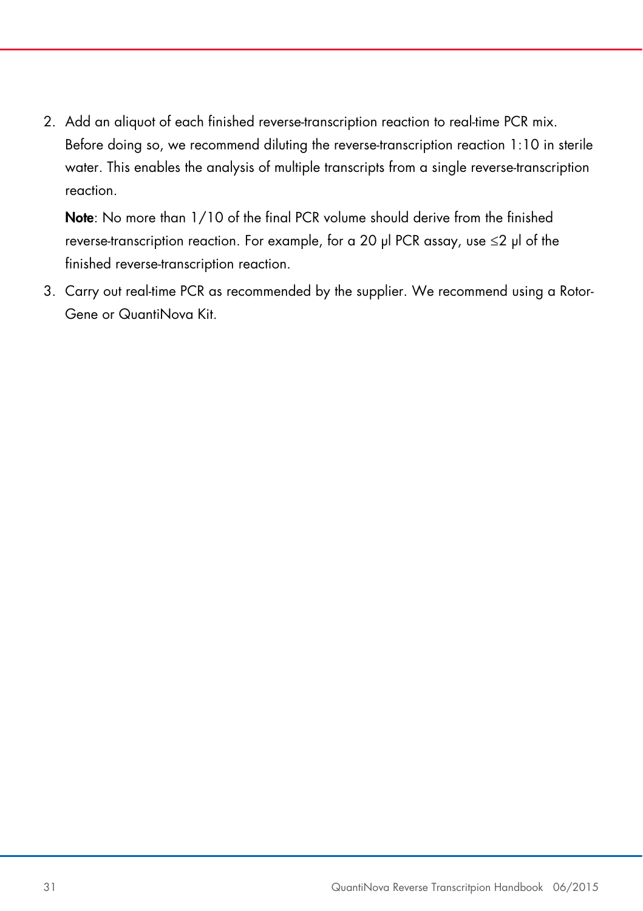2. Add an aliquot of each finished reverse-transcription reaction to real-time PCR mix. Before doing so, we recommend diluting the reverse-transcription reaction 1:10 in sterile water. This enables the analysis of multiple transcripts from a single reverse-transcription reaction.

   **Note**: No more than 1/10 of the final PCR volume should derive from the finished reverse-transcription reaction. For example, for a 20 µl PCR assay, use ≤2 µl of the finished reverse-transcription reaction.

3. Carry out real-time PCR as recommended by the supplier. We recommend using a Rotor-Gene or QuantiNova Kit.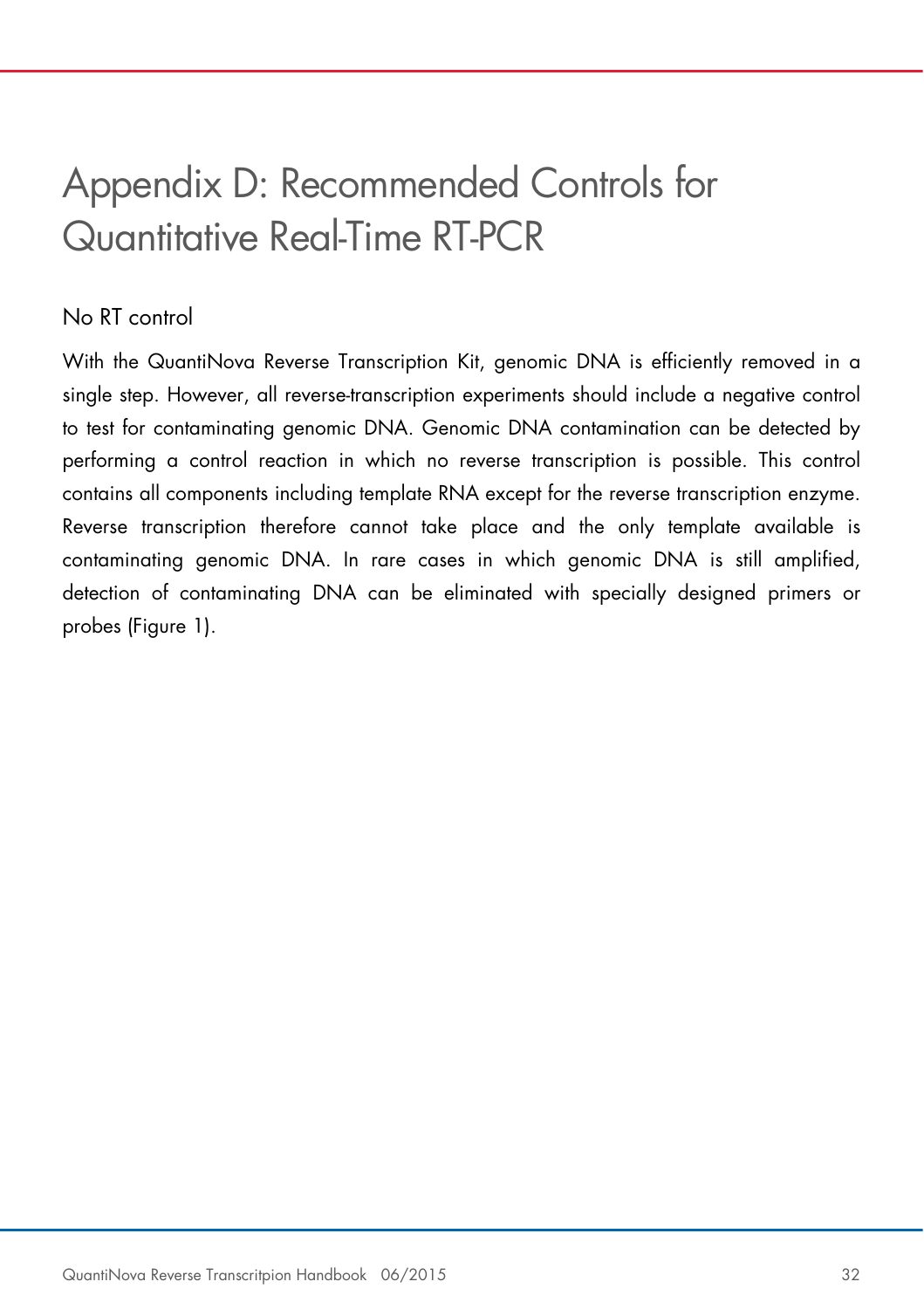# Appendix D: Recommended Controls for Quantitative Real-Time RT-PCR

## No RT control

With the QuantiNova Reverse Transcription Kit, genomic DNA is efficiently removed in a single step. However, all reverse-transcription experiments should include a negative control to test for contaminating genomic DNA. Genomic DNA contamination can be detected by performing a control reaction in which no reverse transcription is possible. This control contains all components including template RNA except for the reverse transcription enzyme. Reverse transcription therefore cannot take place and the only template available is contaminating genomic DNA. In rare cases in which genomic DNA is still amplified, detection of contaminating DNA can be eliminated with specially designed primers or probes (Figure 1).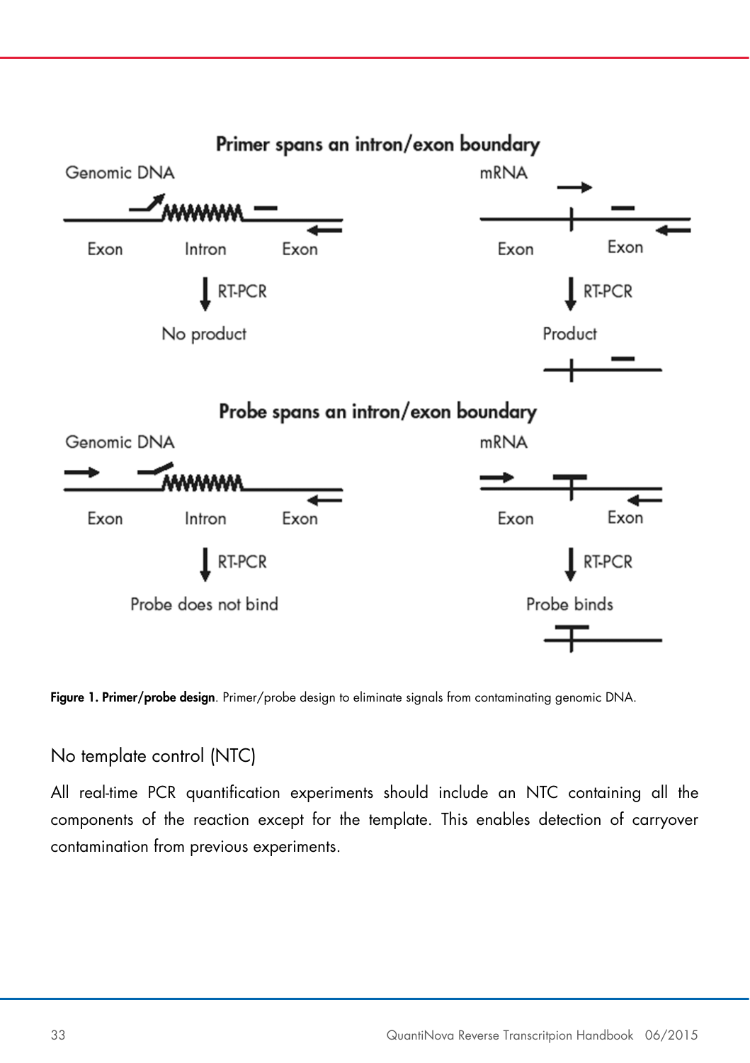Primer spans an intron/exon boundary

Genomic DNA — Exon, Intron, Exon — RT-PCR → No product

mRNA — Exon, Exon — RT-PCR → Product

Probe spans an intron/exon boundary

Genomic DNA — Exon, Intron, Exon — RT-PCR → Probe does not bind

mRNA — Exon, Exon — RT-PCR → Probe binds

**Figure 1. Primer/probe design**. Primer/probe design to eliminate signals from contaminating genomic DNA.

## No template control (NTC)

All real-time PCR quantification experiments should include an NTC containing all the components of the reaction except for the template. This enables detection of carryover contamination from previous experiments.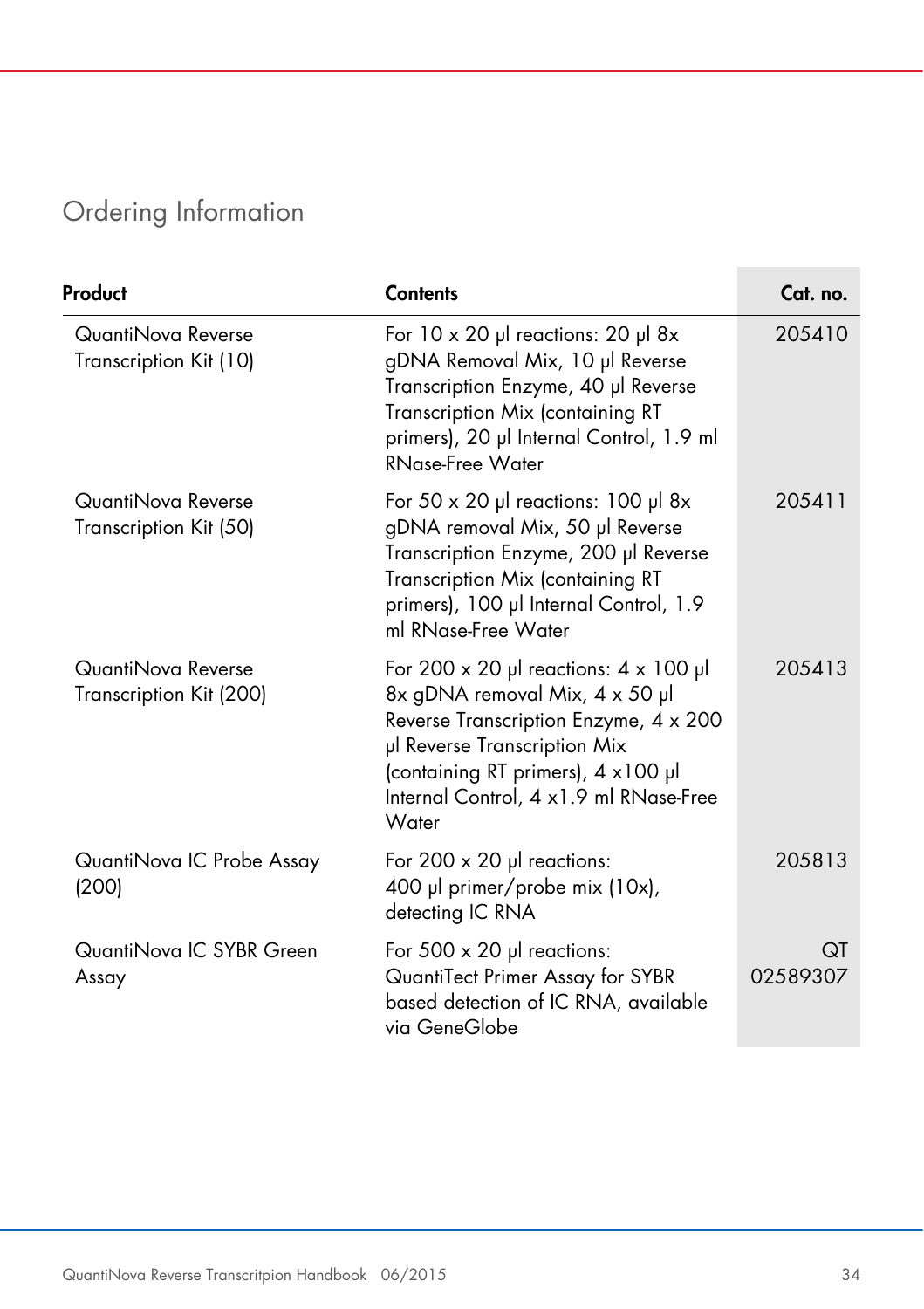## Ordering Information

| Product | Contents | Cat. no. |
|---|---|---|
| QuantiNova Reverse Transcription Kit (10) | For 10 x 20 µl reactions: 20 µl 8x gDNA Removal Mix, 10 µl Reverse Transcription Enzyme, 40 µl Reverse Transcription Mix (containing RT primers), 20 µl Internal Control, 1.9 ml RNase-Free Water | 205410 |
| QuantiNova Reverse Transcription Kit (50) | For 50 x 20 µl reactions: 100 µl 8x gDNA removal Mix, 50 µl Reverse Transcription Enzyme, 200 µl Reverse Transcription Mix (containing RT primers), 100 µl Internal Control, 1.9 ml RNase-Free Water | 205411 |
| QuantiNova Reverse Transcription Kit (200) | For 200 x 20 µl reactions: 4 x 100 µl 8x gDNA removal Mix, 4 x 50 µl Reverse Transcription Enzyme, 4 x 200 µl Reverse Transcription Mix (containing RT primers), 4 x100 µl Internal Control, 4 x1.9 ml RNase-Free Water | 205413 |
| QuantiNova IC Probe Assay (200) | For 200 x 20 µl reactions: 400 µl primer/probe mix (10x), detecting IC RNA | 205813 |
| QuantiNova IC SYBR Green Assay | For 500 x 20 µl reactions: QuantiTect Primer Assay for SYBR based detection of IC RNA, available via GeneGlobe | QT 02589307 |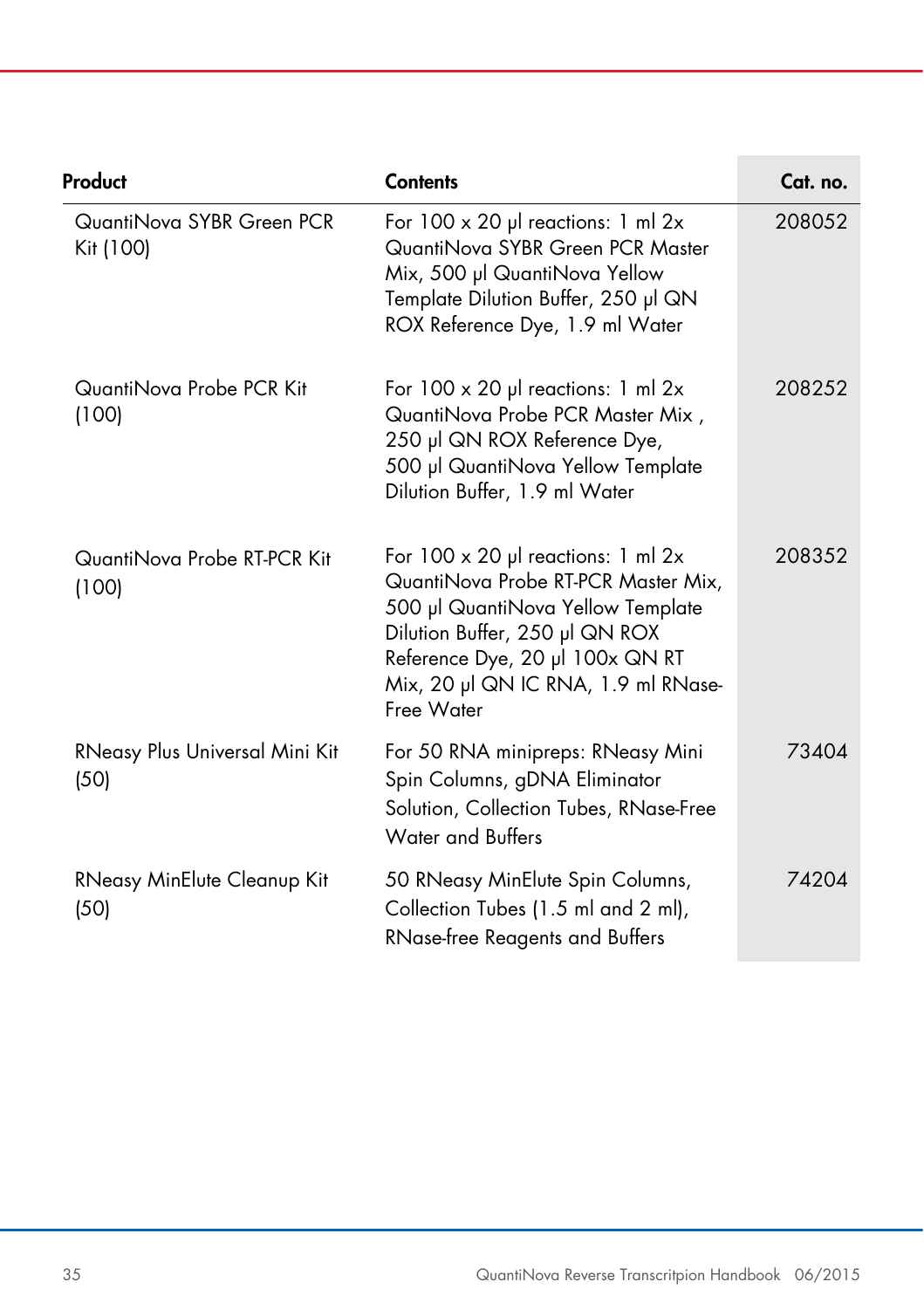| Product | Contents | Cat. no. |
|---|---|---|
| QuantiNova SYBR Green PCR Kit (100) | For 100 x 20 µl reactions: 1 ml 2x QuantiNova SYBR Green PCR Master Mix, 500 µl QuantiNova Yellow Template Dilution Buffer, 250 µl QN ROX Reference Dye, 1.9 ml Water | 208052 |
| QuantiNova Probe PCR Kit (100) | For 100 x 20 µl reactions: 1 ml 2x QuantiNova Probe PCR Master Mix , 250 µl QN ROX Reference Dye, 500 µl QuantiNova Yellow Template Dilution Buffer, 1.9 ml Water | 208252 |
| QuantiNova Probe RT-PCR Kit (100) | For 100 x 20 µl reactions: 1 ml 2x QuantiNova Probe RT-PCR Master Mix, 500 µl QuantiNova Yellow Template Dilution Buffer, 250 µl QN ROX Reference Dye, 20 µl 100x QN RT Mix, 20 µl QN IC RNA, 1.9 ml RNase-Free Water | 208352 |
| RNeasy Plus Universal Mini Kit (50) | For 50 RNA minipreps: RNeasy Mini Spin Columns, gDNA Eliminator Solution, Collection Tubes, RNase-Free Water and Buffers | 73404 |
| RNeasy MinElute Cleanup Kit (50) | 50 RNeasy MinElute Spin Columns, Collection Tubes (1.5 ml and 2 ml), RNase-free Reagents and Buffers | 74204 |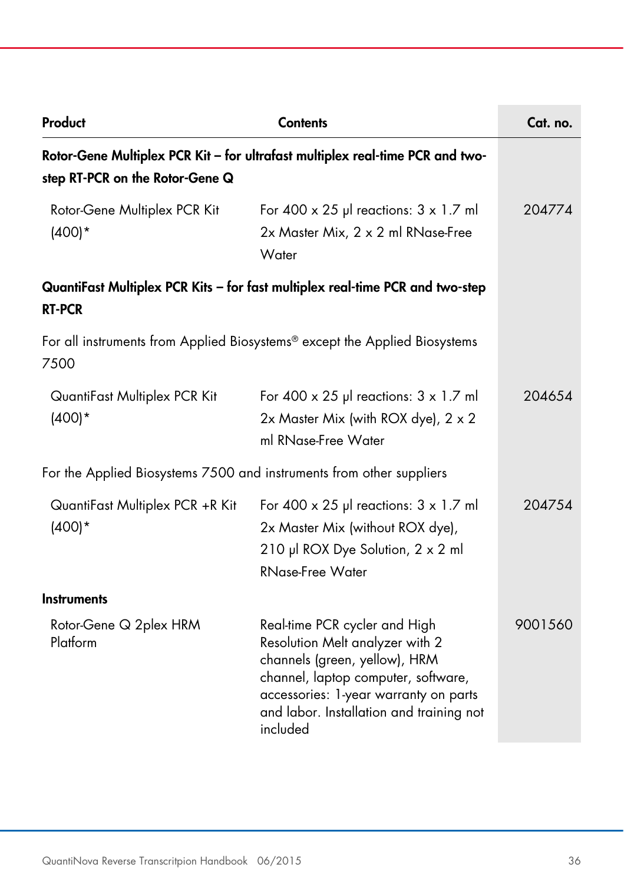| Product | Contents | Cat. no. |
|---|---|---|
| **Rotor-Gene Multiplex PCR Kit – for ultrafast multiplex real-time PCR and two-step RT-PCR on the Rotor-Gene Q** | | |
| Rotor-Gene Multiplex PCR Kit (400)* | For 400 x 25 µl reactions: 3 x 1.7 ml 2x Master Mix, 2 x 2 ml RNase-Free Water | 204774 |
| **QuantiFast Multiplex PCR Kits – for fast multiplex real-time PCR and two-step RT-PCR** | | |
| For all instruments from Applied Biosystems® except the Applied Biosystems 7500 | | |
| QuantiFast Multiplex PCR Kit (400)* | For 400 x 25 µl reactions: 3 x 1.7 ml 2x Master Mix (with ROX dye), 2 x 2 ml RNase-Free Water | 204654 |
| For the Applied Biosystems 7500 and instruments from other suppliers | | |
| QuantiFast Multiplex PCR +R Kit (400)* | For 400 x 25 µl reactions: 3 x 1.7 ml 2x Master Mix (without ROX dye), 210 µl ROX Dye Solution, 2 x 2 ml RNase-Free Water | 204754 |
| **Instruments** | | |
| Rotor-Gene Q 2plex HRM Platform | Real-time PCR cycler and High Resolution Melt analyzer with 2 channels (green, yellow), HRM channel, laptop computer, software, accessories: 1-year warranty on parts and labor. Installation and training not included | 9001560 |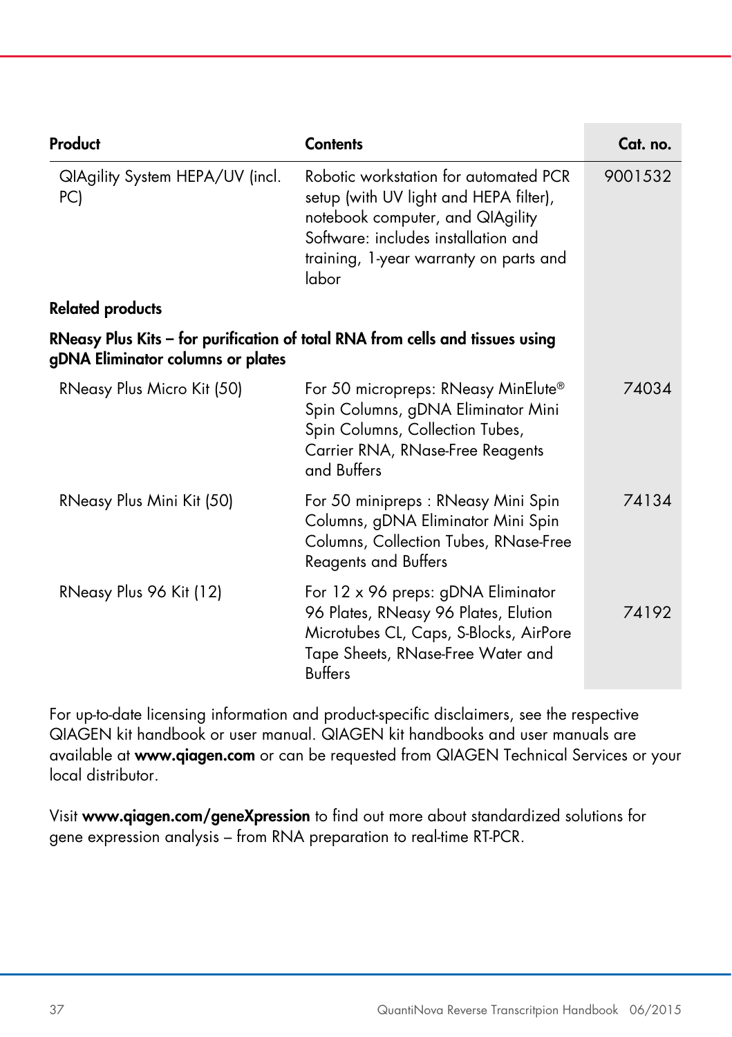| Product | Contents | Cat. no. |
|---|---|---|
| QIAgility System HEPA/UV (incl. PC) | Robotic workstation for automated PCR setup (with UV light and HEPA filter), notebook computer, and QIAgility Software: includes installation and training, 1-year warranty on parts and labor | 9001532 |
| **Related products** | | |
| **RNeasy Plus Kits – for purification of total RNA from cells and tissues using gDNA Eliminator columns or plates** | | |
| RNeasy Plus Micro Kit (50) | For 50 micropreps: RNeasy MinElute® Spin Columns, gDNA Eliminator Mini Spin Columns, Collection Tubes, Carrier RNA, RNase-Free Reagents and Buffers | 74034 |
| RNeasy Plus Mini Kit (50) | For 50 minipreps : RNeasy Mini Spin Columns, gDNA Eliminator Mini Spin Columns, Collection Tubes, RNase-Free Reagents and Buffers | 74134 |
| RNeasy Plus 96 Kit (12) | For 12 x 96 preps: gDNA Eliminator 96 Plates, RNeasy 96 Plates, Elution Microtubes CL, Caps, S-Blocks, AirPore Tape Sheets, RNase-Free Water and Buffers | 74192 |

For up-to-date licensing information and product-specific disclaimers, see the respective QIAGEN kit handbook or user manual. QIAGEN kit handbooks and user manuals are available at **www.qiagen.com** or can be requested from QIAGEN Technical Services or your local distributor.

Visit **www.qiagen.com/geneXpression** to find out more about standardized solutions for gene expression analysis – from RNA preparation to real-time RT-PCR.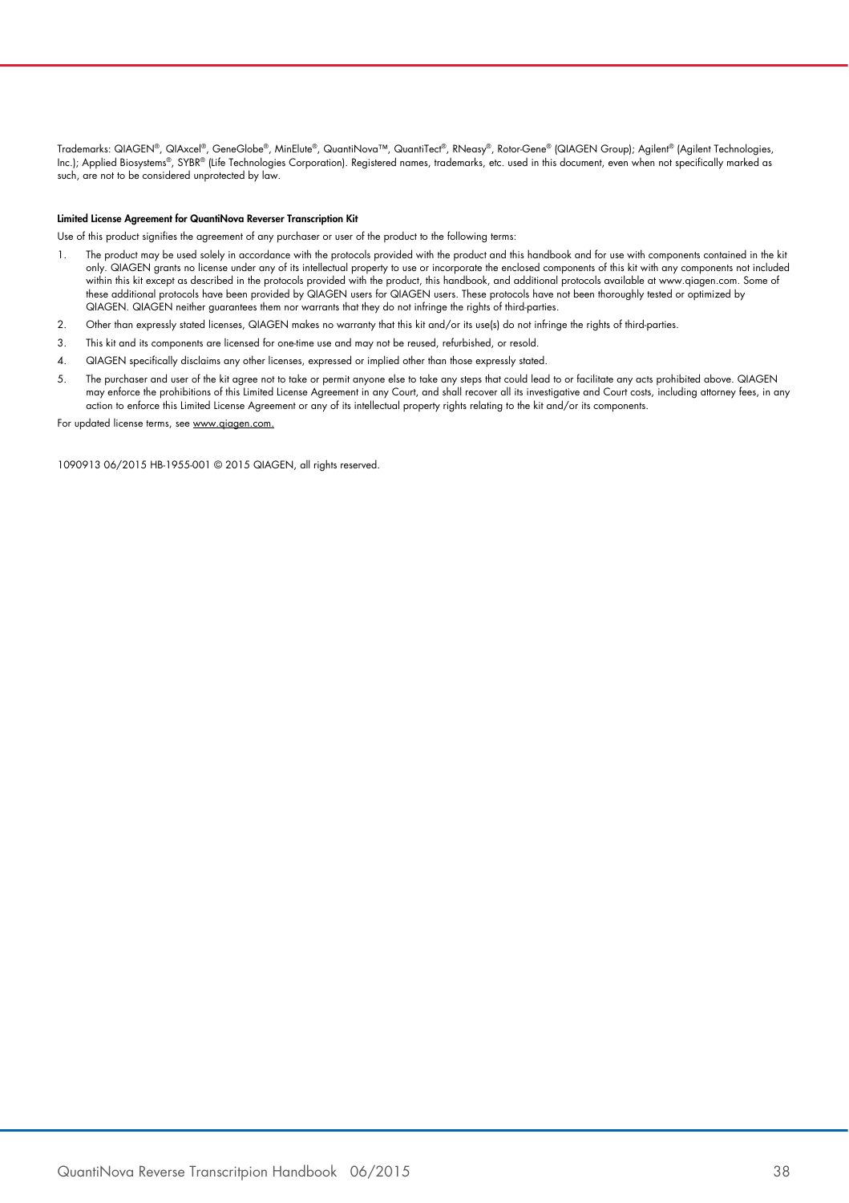Trademarks: QIAGEN®, QIAxcel®, GeneGlobe®, MinElute®, QuantiNova™, QuantiTect®, RNeasy®, Rotor-Gene® (QIAGEN Group); Agilent® (Agilent Technologies, Inc.); Applied Biosystems®, SYBR® (Life Technologies Corporation). Registered names, trademarks, etc. used in this document, even when not specifically marked as such, are not to be considered unprotected by law.

**Limited License Agreement for QuantiNova Reverser Transcription Kit**

Use of this product signifies the agreement of any purchaser or user of the product to the following terms:

1. The product may be used solely in accordance with the protocols provided with the product and this handbook and for use with components contained in the kit only. QIAGEN grants no license under any of its intellectual property to use or incorporate the enclosed components of this kit with any components not included within this kit except as described in the protocols provided with the product, this handbook, and additional protocols available at www.qiagen.com. Some of these additional protocols have been provided by QIAGEN users for QIAGEN users. These protocols have not been thoroughly tested or optimized by QIAGEN. QIAGEN neither guarantees them nor warrants that they do not infringe the rights of third-parties.
2. Other than expressly stated licenses, QIAGEN makes no warranty that this kit and/or its use(s) do not infringe the rights of third-parties.
3. This kit and its components are licensed for one-time use and may not be reused, refurbished, or resold.
4. QIAGEN specifically disclaims any other licenses, expressed or implied other than those expressly stated.
5. The purchaser and user of the kit agree not to take or permit anyone else to take any steps that could lead to or facilitate any acts prohibited above. QIAGEN may enforce the prohibitions of this Limited License Agreement in any Court, and shall recover all its investigative and Court costs, including attorney fees, in any action to enforce this Limited License Agreement or any of its intellectual property rights relating to the kit and/or its components.

For updated license terms, see www.qiagen.com.

1090913 06/2015 HB-1955-001 © 2015 QIAGEN, all rights reserved.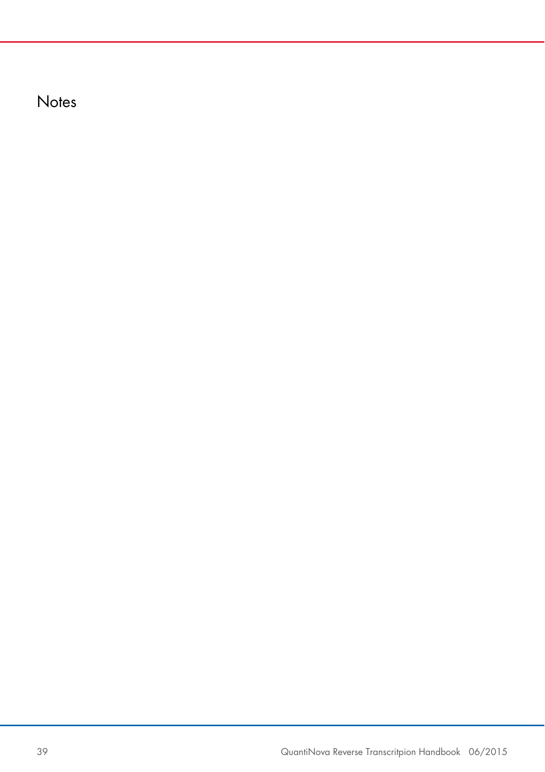# Notes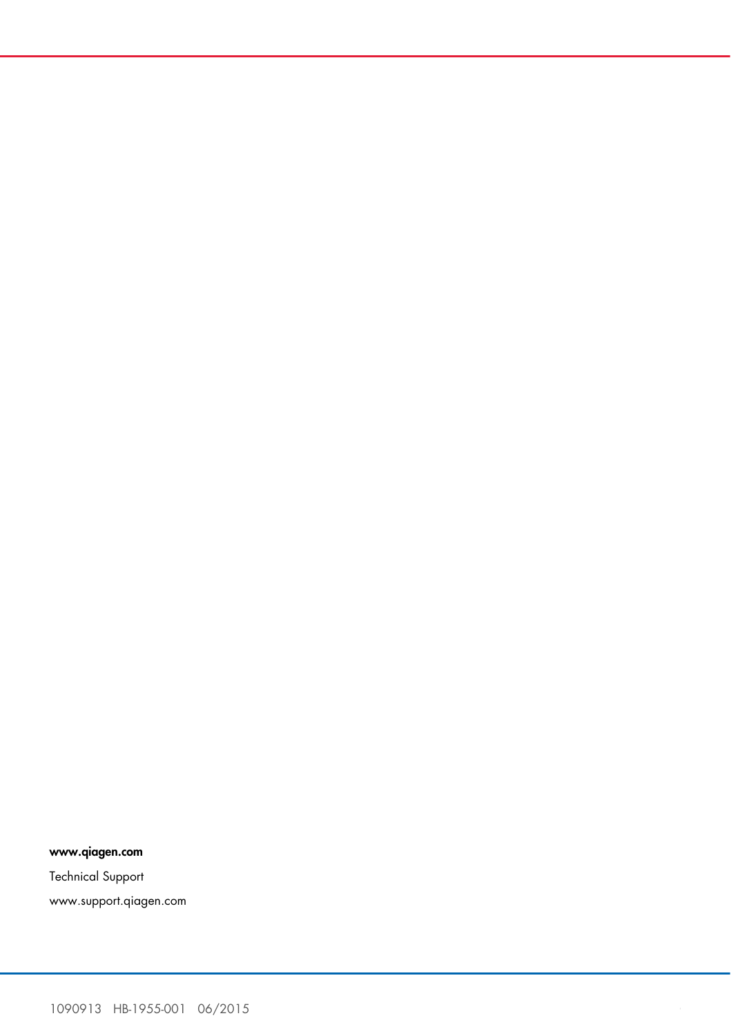**www.qiagen.com**

Technical Support

www.support.qiagen.com

1090913 HB-1955-001 06/2015